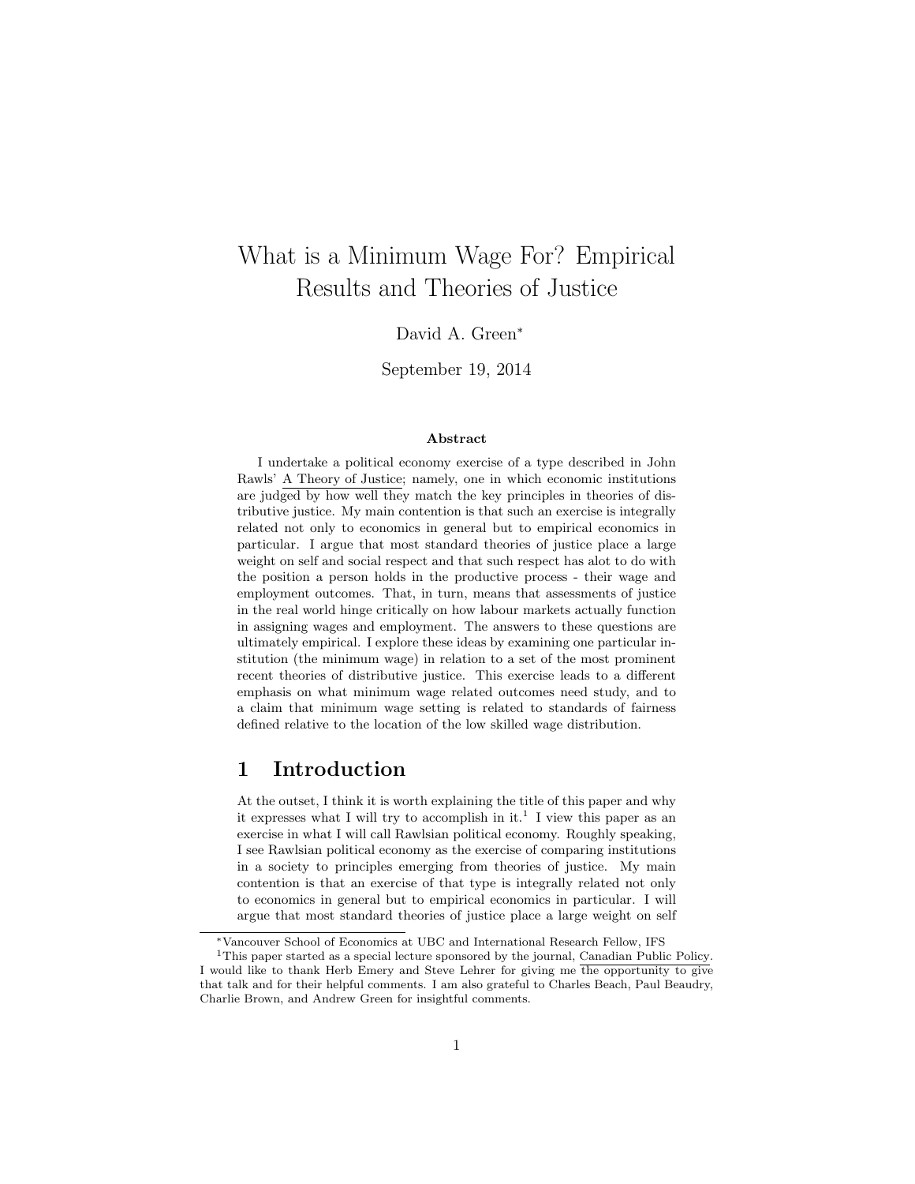# What is a Minimum Wage For? Empirical Results and Theories of Justice

David A. Green*

September 19, 2014

### Abstract

I undertake a political economy exercise of a type described in John Rawls' A Theory of Justice; namely, one in which economic institutions are judged by how well they match the key principles in theories of distributive justice. My main contention is that such an exercise is integrally related not only to economics in general but to empirical economics in particular. I argue that most standard theories of justice place a large weight on self and social respect and that such respect has alot to do with the position a person holds in the productive process - their wage and employment outcomes. That, in turn, means that assessments of justice in the real world hinge critically on how labour markets actually function in assigning wages and employment. The answers to these questions are ultimately empirical. I explore these ideas by examining one particular institution (the minimum wage) in relation to a set of the most prominent recent theories of distributive justice. This exercise leads to a different emphasis on what minimum wage related outcomes need study, and to a claim that minimum wage setting is related to standards of fairness defined relative to the location of the low skilled wage distribution.

## 1 Introduction

At the outset, I think it is worth explaining the title of this paper and why it expresses what I will try to accomplish in it.[1] I view this paper as an exercise in what I will call Rawlsian political economy. Roughly speaking, I see Rawlsian political economy as the exercise of comparing institutions in a society to principles emerging from theories of justice. My main contention is that an exercise of that type is integrally related not only to economics in general but to empirical economics in particular. I will argue that most standard theories of justice place a large weight on self

---

*Vancouver School of Economics at UBC and International Research Fellow, IFS

[1] This paper started as a special lecture sponsored by the journal, Canadian Public Policy. I would like to thank Herb Emery and Steve Lehrer for giving me the opportunity to give that talk and for their helpful comments. I am also grateful to Charles Beach, Paul Beaudry, Charlie Brown, and Andrew Green for insightful comments.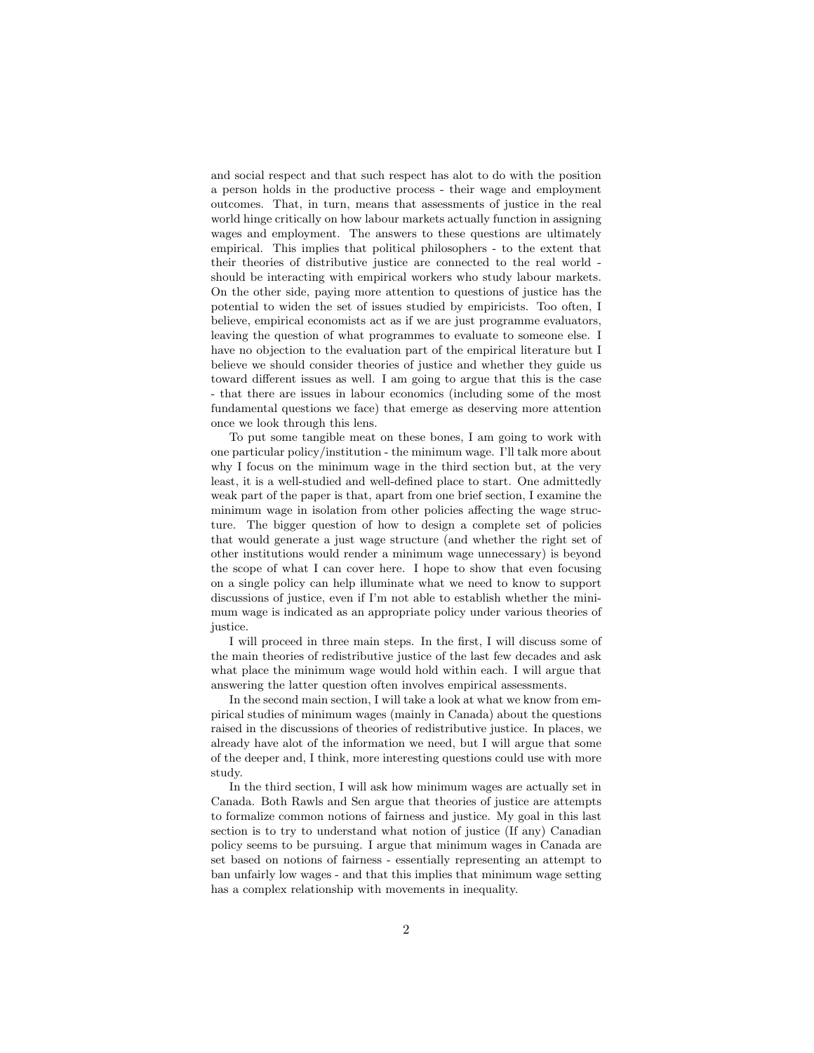and social respect and that such respect has alot to do with the position a person holds in the productive process - their wage and employment outcomes. That, in turn, means that assessments of justice in the real world hinge critically on how labour markets actually function in assigning wages and employment. The answers to these questions are ultimately empirical. This implies that political philosophers - to the extent that their theories of distributive justice are connected to the real world - should be interacting with empirical workers who study labour markets. On the other side, paying more attention to questions of justice has the potential to widen the set of issues studied by empiricists. Too often, I believe, empirical economists act as if we are just programme evaluators, leaving the question of what programmes to evaluate to someone else. I have no objection to the evaluation part of the empirical literature but I believe we should consider theories of justice and whether they guide us toward different issues as well. I am going to argue that this is the case - that there are issues in labour economics (including some of the most fundamental questions we face) that emerge as deserving more attention once we look through this lens.

To put some tangible meat on these bones, I am going to work with one particular policy/institution - the minimum wage. I'll talk more about why I focus on the minimum wage in the third section but, at the very least, it is a well-studied and well-defined place to start. One admittedly weak part of the paper is that, apart from one brief section, I examine the minimum wage in isolation from other policies affecting the wage structure. The bigger question of how to design a complete set of policies that would generate a just wage structure (and whether the right set of other institutions would render a minimum wage unnecessary) is beyond the scope of what I can cover here. I hope to show that even focusing on a single policy can help illuminate what we need to know to support discussions of justice, even if I'm not able to establish whether the minimum wage is indicated as an appropriate policy under various theories of justice.

I will proceed in three main steps. In the first, I will discuss some of the main theories of redistributive justice of the last few decades and ask what place the minimum wage would hold within each. I will argue that answering the latter question often involves empirical assessments.

In the second main section, I will take a look at what we know from empirical studies of minimum wages (mainly in Canada) about the questions raised in the discussions of theories of redistributive justice. In places, we already have alot of the information we need, but I will argue that some of the deeper and, I think, more interesting questions could use with more study.

In the third section, I will ask how minimum wages are actually set in Canada. Both Rawls and Sen argue that theories of justice are attempts to formalize common notions of fairness and justice. My goal in this last section is to try to understand what notion of justice (If any) Canadian policy seems to be pursuing. I argue that minimum wages in Canada are set based on notions of fairness - essentially representing an attempt to ban unfairly low wages - and that this implies that minimum wage setting has a complex relationship with movements in inequality.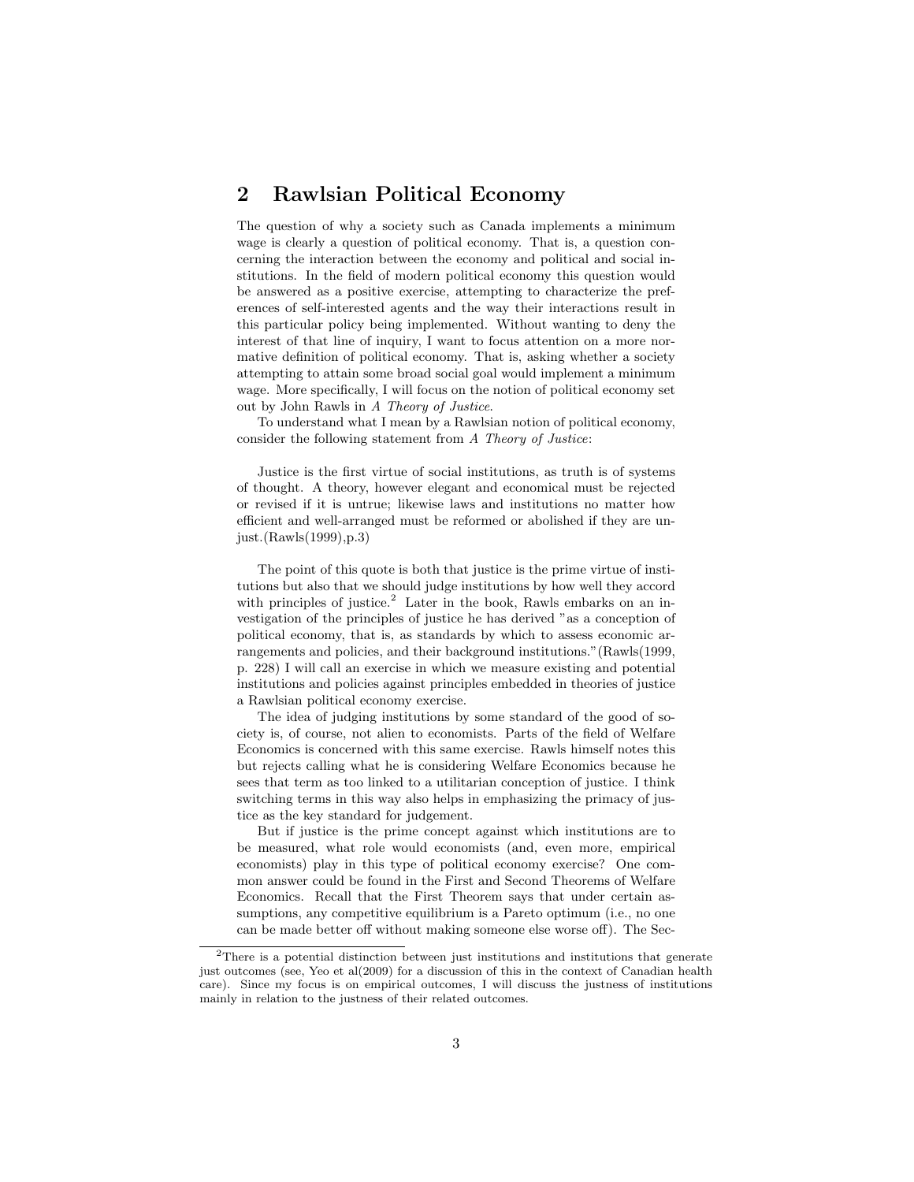## 2 Rawlsian Political Economy

The question of why a society such as Canada implements a minimum wage is clearly a question of political economy. That is, a question concerning the interaction between the economy and political and social institutions. In the field of modern political economy this question would be answered as a positive exercise, attempting to characterize the preferences of self-interested agents and the way their interactions result in this particular policy being implemented. Without wanting to deny the interest of that line of inquiry, I want to focus attention on a more normative definition of political economy. That is, asking whether a society attempting to attain some broad social goal would implement a minimum wage. More specifically, I will focus on the notion of political economy set out by John Rawls in *A Theory of Justice*.

To understand what I mean by a Rawlsian notion of political economy, consider the following statement from *A Theory of Justice*:

> Justice is the first virtue of social institutions, as truth is of systems of thought. A theory, however elegant and economical must be rejected or revised if it is untrue; likewise laws and institutions no matter how efficient and well-arranged must be reformed or abolished if they are unjust.(Rawls(1999),p.3)

The point of this quote is both that justice is the prime virtue of institutions but also that we should judge institutions by how well they accord with principles of justice.[2] Later in the book, Rawls embarks on an investigation of the principles of justice he has derived "as a conception of political economy, that is, as standards by which to assess economic arrangements and policies, and their background institutions."(Rawls(1999, p. 228) I will call an exercise in which we measure existing and potential institutions and policies against principles embedded in theories of justice a Rawlsian political economy exercise.

The idea of judging institutions by some standard of the good of society is, of course, not alien to economists. Parts of the field of Welfare Economics is concerned with this same exercise. Rawls himself notes this but rejects calling what he is considering Welfare Economics because he sees that term as too linked to a utilitarian conception of justice. I think switching terms in this way also helps in emphasizing the primacy of justice as the key standard for judgement.

But if justice is the prime concept against which institutions are to be measured, what role would economists (and, even more, empirical economists) play in this type of political economy exercise? One common answer could be found in the First and Second Theorems of Welfare Economics. Recall that the First Theorem says that under certain assumptions, any competitive equilibrium is a Pareto optimum (i.e., no one can be made better off without making someone else worse off). The Sec-

[2] There is a potential distinction between just institutions and institutions that generate just outcomes (see, Yeo et al(2009) for a discussion of this in the context of Canadian health care). Since my focus is on empirical outcomes, I will discuss the justness of institutions mainly in relation to the justness of their related outcomes.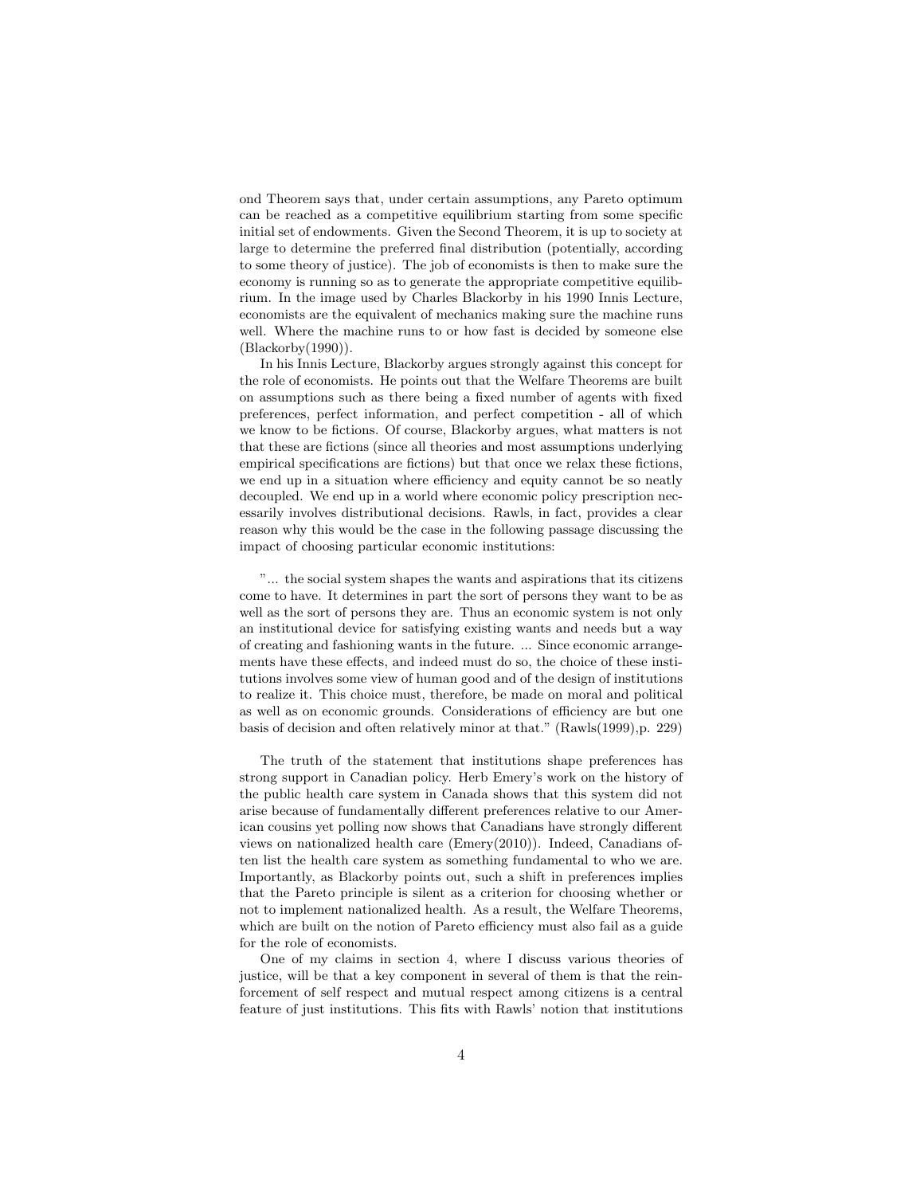ond Theorem says that, under certain assumptions, any Pareto optimum can be reached as a competitive equilibrium starting from some specific initial set of endowments. Given the Second Theorem, it is up to society at large to determine the preferred final distribution (potentially, according to some theory of justice). The job of economists is then to make sure the economy is running so as to generate the appropriate competitive equilibrium. In the image used by Charles Blackorby in his 1990 Innis Lecture, economists are the equivalent of mechanics making sure the machine runs well. Where the machine runs to or how fast is decided by someone else (Blackorby(1990)).

In his Innis Lecture, Blackorby argues strongly against this concept for the role of economists. He points out that the Welfare Theorems are built on assumptions such as there being a fixed number of agents with fixed preferences, perfect information, and perfect competition - all of which we know to be fictions. Of course, Blackorby argues, what matters is not that these are fictions (since all theories and most assumptions underlying empirical specifications are fictions) but that once we relax these fictions, we end up in a situation where efficiency and equity cannot be so neatly decoupled. We end up in a world where economic policy prescription necessarily involves distributional decisions. Rawls, in fact, provides a clear reason why this would be the case in the following passage discussing the impact of choosing particular economic institutions:

"... the social system shapes the wants and aspirations that its citizens come to have. It determines in part the sort of persons they want to be as well as the sort of persons they are. Thus an economic system is not only an institutional device for satisfying existing wants and needs but a way of creating and fashioning wants in the future. ... Since economic arrangements have these effects, and indeed must do so, the choice of these institutions involves some view of human good and of the design of institutions to realize it. This choice must, therefore, be made on moral and political as well as on economic grounds. Considerations of efficiency are but one basis of decision and often relatively minor at that." (Rawls(1999),p. 229)

The truth of the statement that institutions shape preferences has strong support in Canadian policy. Herb Emery's work on the history of the public health care system in Canada shows that this system did not arise because of fundamentally different preferences relative to our American cousins yet polling now shows that Canadians have strongly different views on nationalized health care (Emery(2010)). Indeed, Canadians often list the health care system as something fundamental to who we are. Importantly, as Blackorby points out, such a shift in preferences implies that the Pareto principle is silent as a criterion for choosing whether or not to implement nationalized health. As a result, the Welfare Theorems, which are built on the notion of Pareto efficiency must also fail as a guide for the role of economists.

One of my claims in section 4, where I discuss various theories of justice, will be that a key component in several of them is that the reinforcement of self respect and mutual respect among citizens is a central feature of just institutions. This fits with Rawls' notion that institutions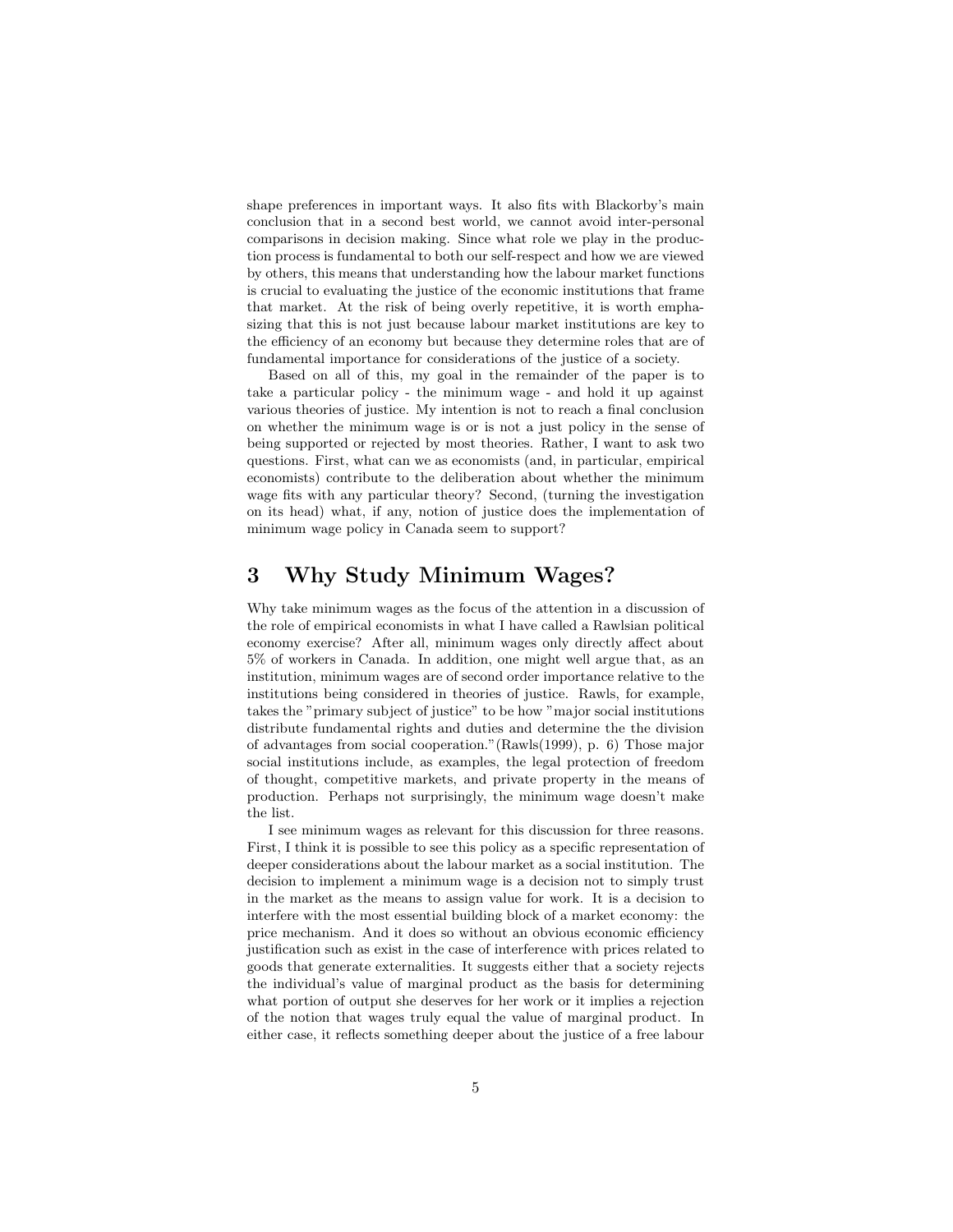shape preferences in important ways. It also fits with Blackorby's main conclusion that in a second best world, we cannot avoid inter-personal comparisons in decision making. Since what role we play in the production process is fundamental to both our self-respect and how we are viewed by others, this means that understanding how the labour market functions is crucial to evaluating the justice of the economic institutions that frame that market. At the risk of being overly repetitive, it is worth emphasizing that this is not just because labour market institutions are key to the efficiency of an economy but because they determine roles that are of fundamental importance for considerations of the justice of a society.

Based on all of this, my goal in the remainder of the paper is to take a particular policy - the minimum wage - and hold it up against various theories of justice. My intention is not to reach a final conclusion on whether the minimum wage is or is not a just policy in the sense of being supported or rejected by most theories. Rather, I want to ask two questions. First, what can we as economists (and, in particular, empirical economists) contribute to the deliberation about whether the minimum wage fits with any particular theory? Second, (turning the investigation on its head) what, if any, notion of justice does the implementation of minimum wage policy in Canada seem to support?

# 3 Why Study Minimum Wages?

Why take minimum wages as the focus of the attention in a discussion of the role of empirical economists in what I have called a Rawlsian political economy exercise? After all, minimum wages only directly affect about 5% of workers in Canada. In addition, one might well argue that, as an institution, minimum wages are of second order importance relative to the institutions being considered in theories of justice. Rawls, for example, takes the "primary subject of justice" to be how "major social institutions distribute fundamental rights and duties and determine the the division of advantages from social cooperation."(Rawls(1999), p. 6) Those major social institutions include, as examples, the legal protection of freedom of thought, competitive markets, and private property in the means of production. Perhaps not surprisingly, the minimum wage doesn't make the list.

I see minimum wages as relevant for this discussion for three reasons. First, I think it is possible to see this policy as a specific representation of deeper considerations about the labour market as a social institution. The decision to implement a minimum wage is a decision not to simply trust in the market as the means to assign value for work. It is a decision to interfere with the most essential building block of a market economy: the price mechanism. And it does so without an obvious economic efficiency justification such as exist in the case of interference with prices related to goods that generate externalities. It suggests either that a society rejects the individual's value of marginal product as the basis for determining what portion of output she deserves for her work or it implies a rejection of the notion that wages truly equal the value of marginal product. In either case, it reflects something deeper about the justice of a free labour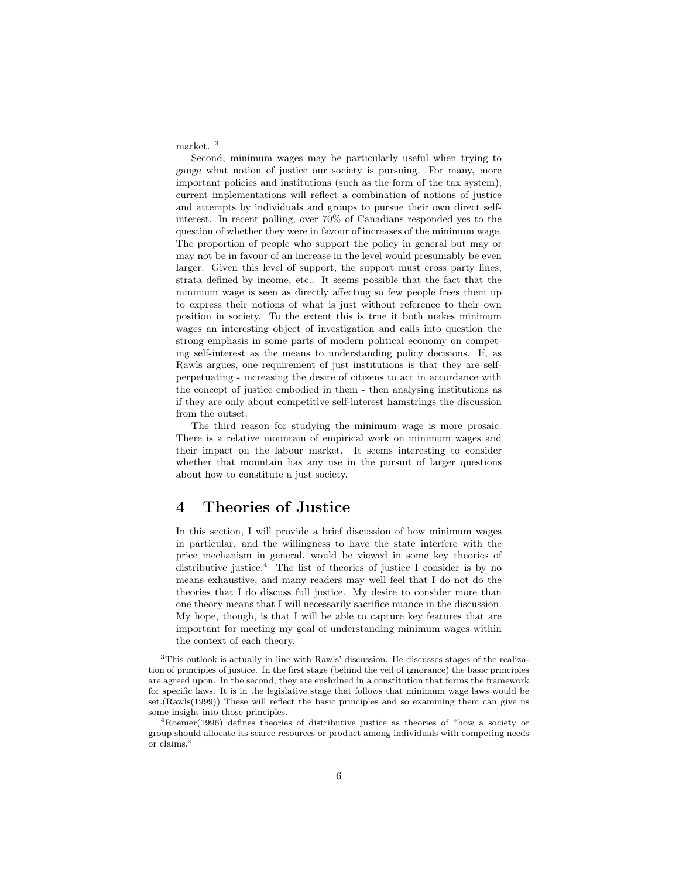market. [3]

Second, minimum wages may be particularly useful when trying to gauge what notion of justice our society is pursuing. For many, more important policies and institutions (such as the form of the tax system), current implementations will reflect a combination of notions of justice and attempts by individuals and groups to pursue their own direct self-interest. In recent polling, over 70% of Canadians responded yes to the question of whether they were in favour of increases of the minimum wage. The proportion of people who support the policy in general but may or may not be in favour of an increase in the level would presumably be even larger. Given this level of support, the support must cross party lines, strata defined by income, etc.. It seems possible that the fact that the minimum wage is seen as directly affecting so few people frees them up to express their notions of what is just without reference to their own position in society. To the extent this is true it both makes minimum wages an interesting object of investigation and calls into question the strong emphasis in some parts of modern political economy on competing self-interest as the means to understanding policy decisions. If, as Rawls argues, one requirement of just institutions is that they are self-perpetuating - increasing the desire of citizens to act in accordance with the concept of justice embodied in them - then analysing institutions as if they are only about competitive self-interest hamstrings the discussion from the outset.

The third reason for studying the minimum wage is more prosaic. There is a relative mountain of empirical work on minimum wages and their impact on the labour market. It seems interesting to consider whether that mountain has any use in the pursuit of larger questions about how to constitute a just society.

# 4 Theories of Justice

In this section, I will provide a brief discussion of how minimum wages in particular, and the willingness to have the state interfere with the price mechanism in general, would be viewed in some key theories of distributive justice.[4] The list of theories of justice I consider is by no means exhaustive, and many readers may well feel that I do not do the theories that I do discuss full justice. My desire to consider more than one theory means that I will necessarily sacrifice nuance in the discussion. My hope, though, is that I will be able to capture key features that are important for meeting my goal of understanding minimum wages within the context of each theory.

[3] This outlook is actually in line with Rawls' discussion. He discusses stages of the realization of principles of justice. In the first stage (behind the veil of ignorance) the basic principles are agreed upon. In the second, they are enshrined in a constitution that forms the framework for specific laws. It is in the legislative stage that follows that minimum wage laws would be set.(Rawls(1999)) These will reflect the basic principles and so examining them can give us some insight into those principles.

[4] Roemer(1996) defines theories of distributive justice as theories of "how a society or group should allocate its scarce resources or product among individuals with competing needs or claims."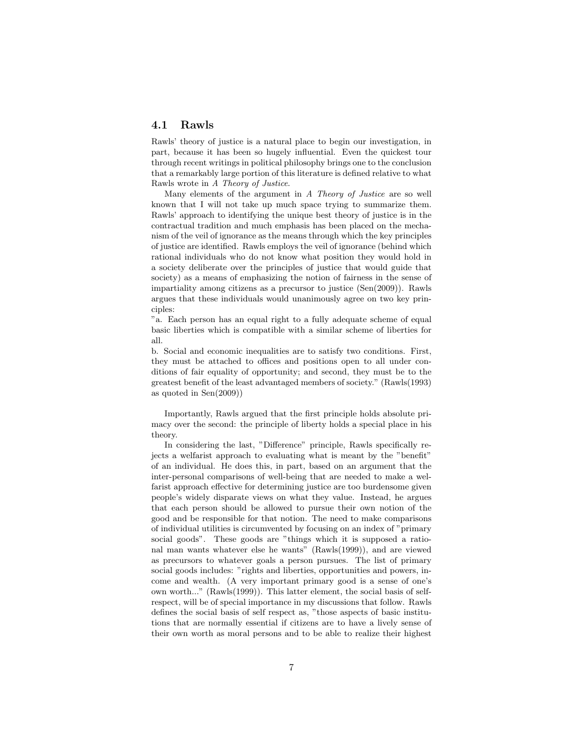### 4.1 Rawls

Rawls' theory of justice is a natural place to begin our investigation, in part, because it has been so hugely influential. Even the quickest tour through recent writings in political philosophy brings one to the conclusion that a remarkably large portion of this literature is defined relative to what Rawls wrote in *A Theory of Justice*.

Many elements of the argument in *A Theory of Justice* are so well known that I will not take up much space trying to summarize them. Rawls' approach to identifying the unique best theory of justice is in the contractual tradition and much emphasis has been placed on the mechanism of the veil of ignorance as the means through which the key principles of justice are identified. Rawls employs the veil of ignorance (behind which rational individuals who do not know what position they would hold in a society deliberate over the principles of justice that would guide that society) as a means of emphasizing the notion of fairness in the sense of impartiality among citizens as a precursor to justice (Sen(2009)). Rawls argues that these individuals would unanimously agree on two key principles:

"a. Each person has an equal right to a fully adequate scheme of equal basic liberties which is compatible with a similar scheme of liberties for all.

b. Social and economic inequalities are to satisfy two conditions. First, they must be attached to offices and positions open to all under conditions of fair equality of opportunity; and second, they must be to the greatest benefit of the least advantaged members of society." (Rawls(1993) as quoted in Sen(2009))

Importantly, Rawls argued that the first principle holds absolute primacy over the second: the principle of liberty holds a special place in his theory.

In considering the last, "Difference" principle, Rawls specifically rejects a welfarist approach to evaluating what is meant by the "benefit" of an individual. He does this, in part, based on an argument that the inter-personal comparisons of well-being that are needed to make a welfarist approach effective for determining justice are too burdensome given people's widely disparate views on what they value. Instead, he argues that each person should be allowed to pursue their own notion of the good and be responsible for that notion. The need to make comparisons of individual utilities is circumvented by focusing on an index of "primary social goods". These goods are "things which it is supposed a rational man wants whatever else he wants" (Rawls(1999)), and are viewed as precursors to whatever goals a person pursues. The list of primary social goods includes: "rights and liberties, opportunities and powers, income and wealth. (A very important primary good is a sense of one's own worth..." (Rawls(1999)). This latter element, the social basis of self-respect, will be of special importance in my discussions that follow. Rawls defines the social basis of self respect as, "those aspects of basic institutions that are normally essential if citizens are to have a lively sense of their own worth as moral persons and to be able to realize their highest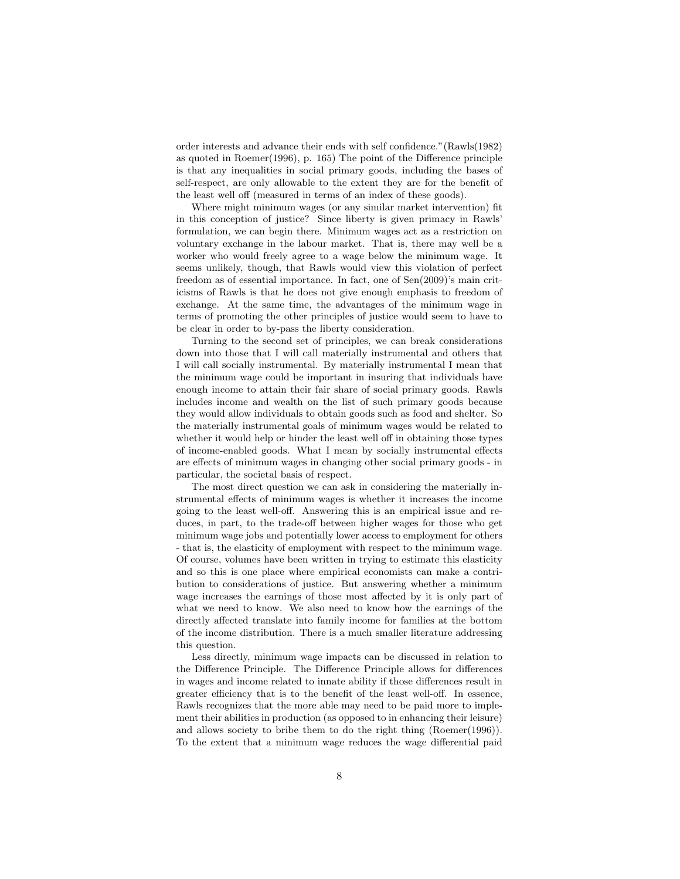order interests and advance their ends with self confidence."(Rawls(1982) as quoted in Roemer(1996), p. 165) The point of the Difference principle is that any inequalities in social primary goods, including the bases of self-respect, are only allowable to the extent they are for the benefit of the least well off (measured in terms of an index of these goods).

Where might minimum wages (or any similar market intervention) fit in this conception of justice? Since liberty is given primacy in Rawls' formulation, we can begin there. Minimum wages act as a restriction on voluntary exchange in the labour market. That is, there may well be a worker who would freely agree to a wage below the minimum wage. It seems unlikely, though, that Rawls would view this violation of perfect freedom as of essential importance. In fact, one of Sen(2009)'s main criticisms of Rawls is that he does not give enough emphasis to freedom of exchange. At the same time, the advantages of the minimum wage in terms of promoting the other principles of justice would seem to have to be clear in order to by-pass the liberty consideration.

Turning to the second set of principles, we can break considerations down into those that I will call materially instrumental and others that I will call socially instrumental. By materially instrumental I mean that the minimum wage could be important in insuring that individuals have enough income to attain their fair share of social primary goods. Rawls includes income and wealth on the list of such primary goods because they would allow individuals to obtain goods such as food and shelter. So the materially instrumental goals of minimum wages would be related to whether it would help or hinder the least well off in obtaining those types of income-enabled goods. What I mean by socially instrumental effects are effects of minimum wages in changing other social primary goods - in particular, the societal basis of respect.

The most direct question we can ask in considering the materially instrumental effects of minimum wages is whether it increases the income going to the least well-off. Answering this is an empirical issue and reduces, in part, to the trade-off between higher wages for those who get minimum wage jobs and potentially lower access to employment for others - that is, the elasticity of employment with respect to the minimum wage. Of course, volumes have been written in trying to estimate this elasticity and so this is one place where empirical economists can make a contribution to considerations of justice. But answering whether a minimum wage increases the earnings of those most affected by it is only part of what we need to know. We also need to know how the earnings of the directly affected translate into family income for families at the bottom of the income distribution. There is a much smaller literature addressing this question.

Less directly, minimum wage impacts can be discussed in relation to the Difference Principle. The Difference Principle allows for differences in wages and income related to innate ability if those differences result in greater efficiency that is to the benefit of the least well-off. In essence, Rawls recognizes that the more able may need to be paid more to implement their abilities in production (as opposed to in enhancing their leisure) and allows society to bribe them to do the right thing (Roemer(1996)). To the extent that a minimum wage reduces the wage differential paid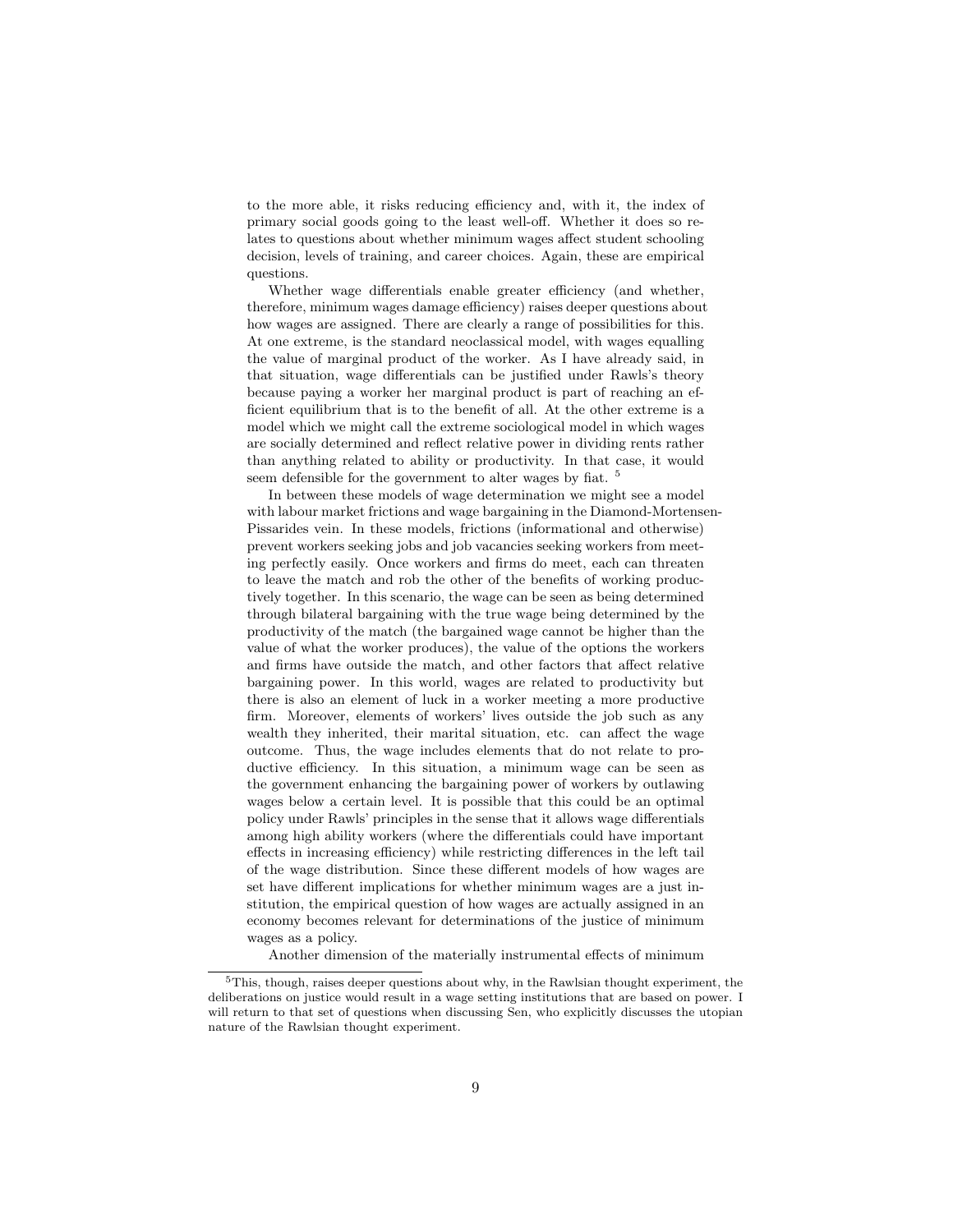to the more able, it risks reducing efficiency and, with it, the index of primary social goods going to the least well-off. Whether it does so relates to questions about whether minimum wages affect student schooling decision, levels of training, and career choices. Again, these are empirical questions.

Whether wage differentials enable greater efficiency (and whether, therefore, minimum wages damage efficiency) raises deeper questions about how wages are assigned. There are clearly a range of possibilities for this. At one extreme, is the standard neoclassical model, with wages equalling the value of marginal product of the worker. As I have already said, in that situation, wage differentials can be justified under Rawls's theory because paying a worker her marginal product is part of reaching an efficient equilibrium that is to the benefit of all. At the other extreme is a model which we might call the extreme sociological model in which wages are socially determined and reflect relative power in dividing rents rather than anything related to ability or productivity. In that case, it would seem defensible for the government to alter wages by fiat. [5]

In between these models of wage determination we might see a model with labour market frictions and wage bargaining in the Diamond-Mortensen-Pissarides vein. In these models, frictions (informational and otherwise) prevent workers seeking jobs and job vacancies seeking workers from meeting perfectly easily. Once workers and firms do meet, each can threaten to leave the match and rob the other of the benefits of working productively together. In this scenario, the wage can be seen as being determined through bilateral bargaining with the true wage being determined by the productivity of the match (the bargained wage cannot be higher than the value of what the worker produces), the value of the options the workers and firms have outside the match, and other factors that affect relative bargaining power. In this world, wages are related to productivity but there is also an element of luck in a worker meeting a more productive firm. Moreover, elements of workers' lives outside the job such as any wealth they inherited, their marital situation, etc. can affect the wage outcome. Thus, the wage includes elements that do not relate to productive efficiency. In this situation, a minimum wage can be seen as the government enhancing the bargaining power of workers by outlawing wages below a certain level. It is possible that this could be an optimal policy under Rawls' principles in the sense that it allows wage differentials among high ability workers (where the differentials could have important effects in increasing efficiency) while restricting differences in the left tail of the wage distribution. Since these different models of how wages are set have different implications for whether minimum wages are a just institution, the empirical question of how wages are actually assigned in an economy becomes relevant for determinations of the justice of minimum wages as a policy.

Another dimension of the materially instrumental effects of minimum

[5] This, though, raises deeper questions about why, in the Rawlsian thought experiment, the deliberations on justice would result in a wage setting institutions that are based on power. I will return to that set of questions when discussing Sen, who explicitly discusses the utopian nature of the Rawlsian thought experiment.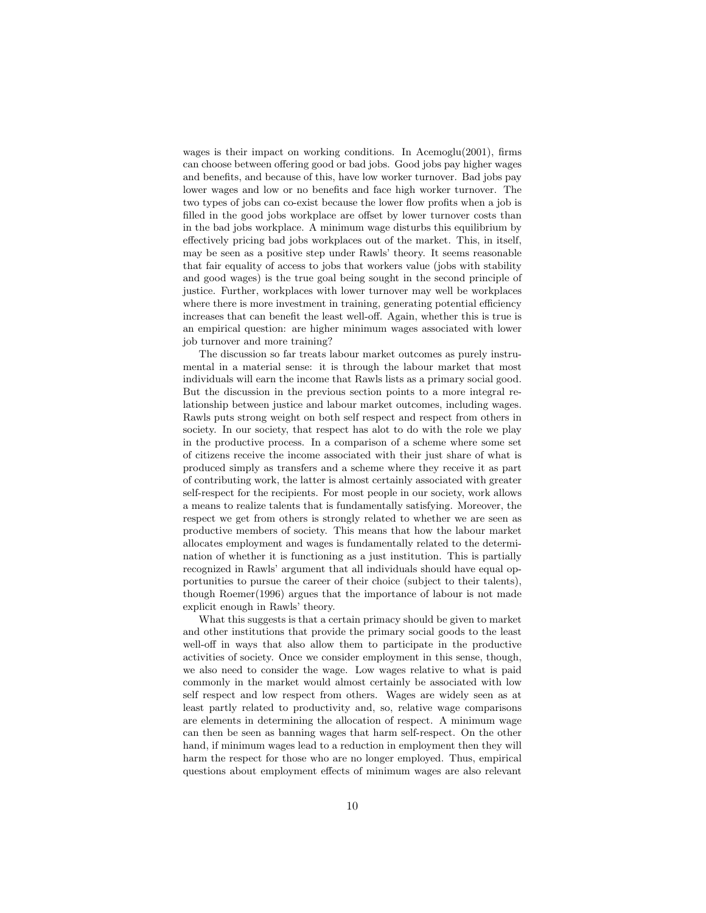wages is their impact on working conditions. In Acemoglu(2001), firms can choose between offering good or bad jobs. Good jobs pay higher wages and benefits, and because of this, have low worker turnover. Bad jobs pay lower wages and low or no benefits and face high worker turnover. The two types of jobs can co-exist because the lower flow profits when a job is filled in the good jobs workplace are offset by lower turnover costs than in the bad jobs workplace. A minimum wage disturbs this equilibrium by effectively pricing bad jobs workplaces out of the market. This, in itself, may be seen as a positive step under Rawls' theory. It seems reasonable that fair equality of access to jobs that workers value (jobs with stability and good wages) is the true goal being sought in the second principle of justice. Further, workplaces with lower turnover may well be workplaces where there is more investment in training, generating potential efficiency increases that can benefit the least well-off. Again, whether this is true is an empirical question: are higher minimum wages associated with lower job turnover and more training?

The discussion so far treats labour market outcomes as purely instrumental in a material sense: it is through the labour market that most individuals will earn the income that Rawls lists as a primary social good. But the discussion in the previous section points to a more integral relationship between justice and labour market outcomes, including wages. Rawls puts strong weight on both self respect and respect from others in society. In our society, that respect has alot to do with the role we play in the productive process. In a comparison of a scheme where some set of citizens receive the income associated with their just share of what is produced simply as transfers and a scheme where they receive it as part of contributing work, the latter is almost certainly associated with greater self-respect for the recipients. For most people in our society, work allows a means to realize talents that is fundamentally satisfying. Moreover, the respect we get from others is strongly related to whether we are seen as productive members of society. This means that how the labour market allocates employment and wages is fundamentally related to the determination of whether it is functioning as a just institution. This is partially recognized in Rawls' argument that all individuals should have equal opportunities to pursue the career of their choice (subject to their talents), though Roemer(1996) argues that the importance of labour is not made explicit enough in Rawls' theory.

What this suggests is that a certain primacy should be given to market and other institutions that provide the primary social goods to the least well-off in ways that also allow them to participate in the productive activities of society. Once we consider employment in this sense, though, we also need to consider the wage. Low wages relative to what is paid commonly in the market would almost certainly be associated with low self respect and low respect from others. Wages are widely seen as at least partly related to productivity and, so, relative wage comparisons are elements in determining the allocation of respect. A minimum wage can then be seen as banning wages that harm self-respect. On the other hand, if minimum wages lead to a reduction in employment then they will harm the respect for those who are no longer employed. Thus, empirical questions about employment effects of minimum wages are also relevant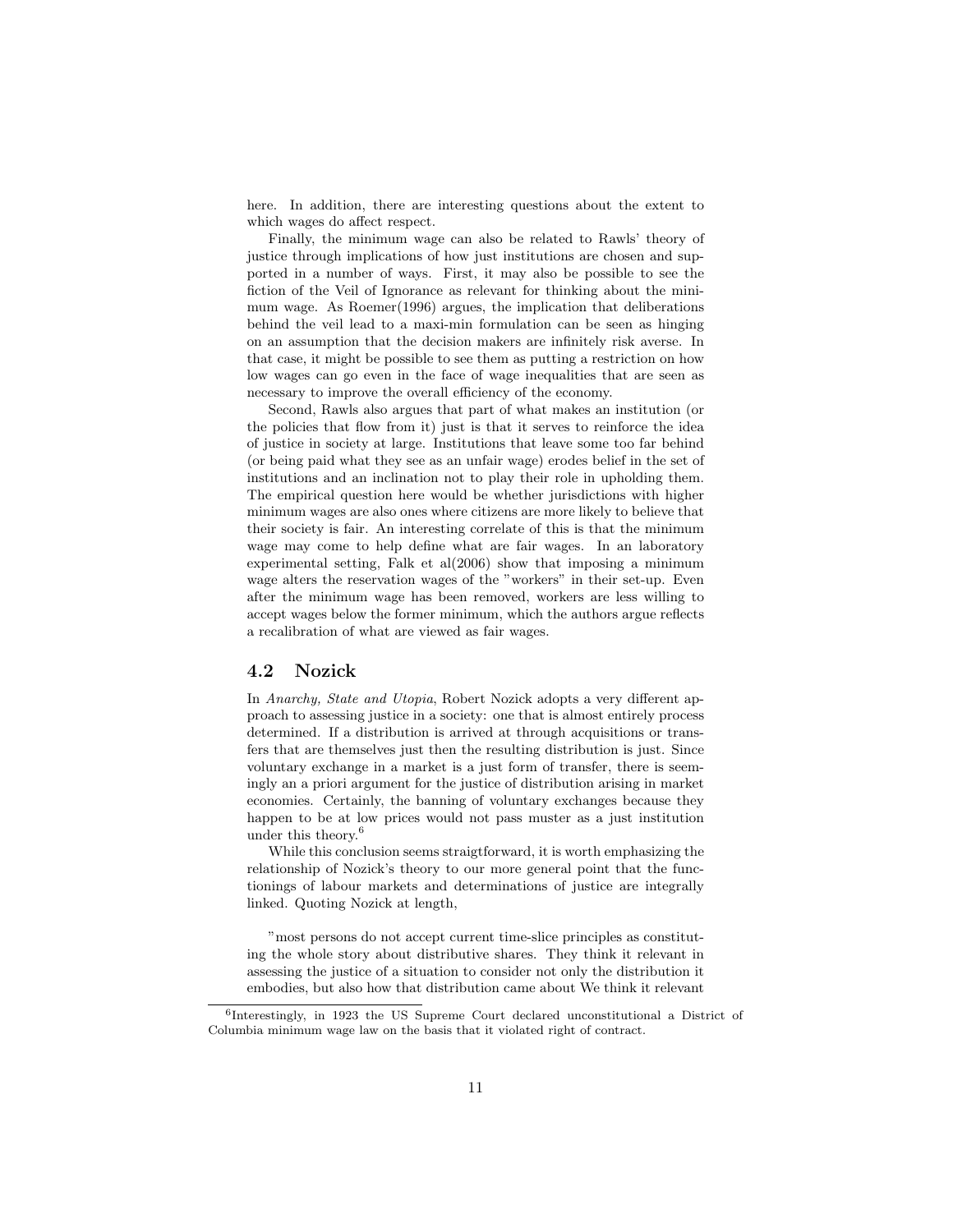here. In addition, there are interesting questions about the extent to which wages do affect respect.

Finally, the minimum wage can also be related to Rawls' theory of justice through implications of how just institutions are chosen and supported in a number of ways. First, it may also be possible to see the fiction of the Veil of Ignorance as relevant for thinking about the minimum wage. As Roemer(1996) argues, the implication that deliberations behind the veil lead to a maxi-min formulation can be seen as hinging on an assumption that the decision makers are infinitely risk averse. In that case, it might be possible to see them as putting a restriction on how low wages can go even in the face of wage inequalities that are seen as necessary to improve the overall efficiency of the economy.

Second, Rawls also argues that part of what makes an institution (or the policies that flow from it) just is that it serves to reinforce the idea of justice in society at large. Institutions that leave some too far behind (or being paid what they see as an unfair wage) erodes belief in the set of institutions and an inclination not to play their role in upholding them. The empirical question here would be whether jurisdictions with higher minimum wages are also ones where citizens are more likely to believe that their society is fair. An interesting correlate of this is that the minimum wage may come to help define what are fair wages. In an laboratory experimental setting, Falk et al(2006) show that imposing a minimum wage alters the reservation wages of the "workers" in their set-up. Even after the minimum wage has been removed, workers are less willing to accept wages below the former minimum, which the authors argue reflects a recalibration of what are viewed as fair wages.

## 4.2 Nozick

In *Anarchy, State and Utopia*, Robert Nozick adopts a very different approach to assessing justice in a society: one that is almost entirely process determined. If a distribution is arrived at through acquisitions or transfers that are themselves just then the resulting distribution is just. Since voluntary exchange in a market is a just form of transfer, there is seemingly an a priori argument for the justice of distribution arising in market economies. Certainly, the banning of voluntary exchanges because they happen to be at low prices would not pass muster as a just institution under this theory.[6]

While this conclusion seems straigtforward, it is worth emphasizing the relationship of Nozick's theory to our more general point that the functionings of labour markets and determinations of justice are integrally linked. Quoting Nozick at length,

> "most persons do not accept current time-slice principles as constituting the whole story about distributive shares. They think it relevant in assessing the justice of a situation to consider not only the distribution it embodies, but also how that distribution came about We think it relevant

[6]Interestingly, in 1923 the US Supreme Court declared unconstitutional a District of Columbia minimum wage law on the basis that it violated right of contract.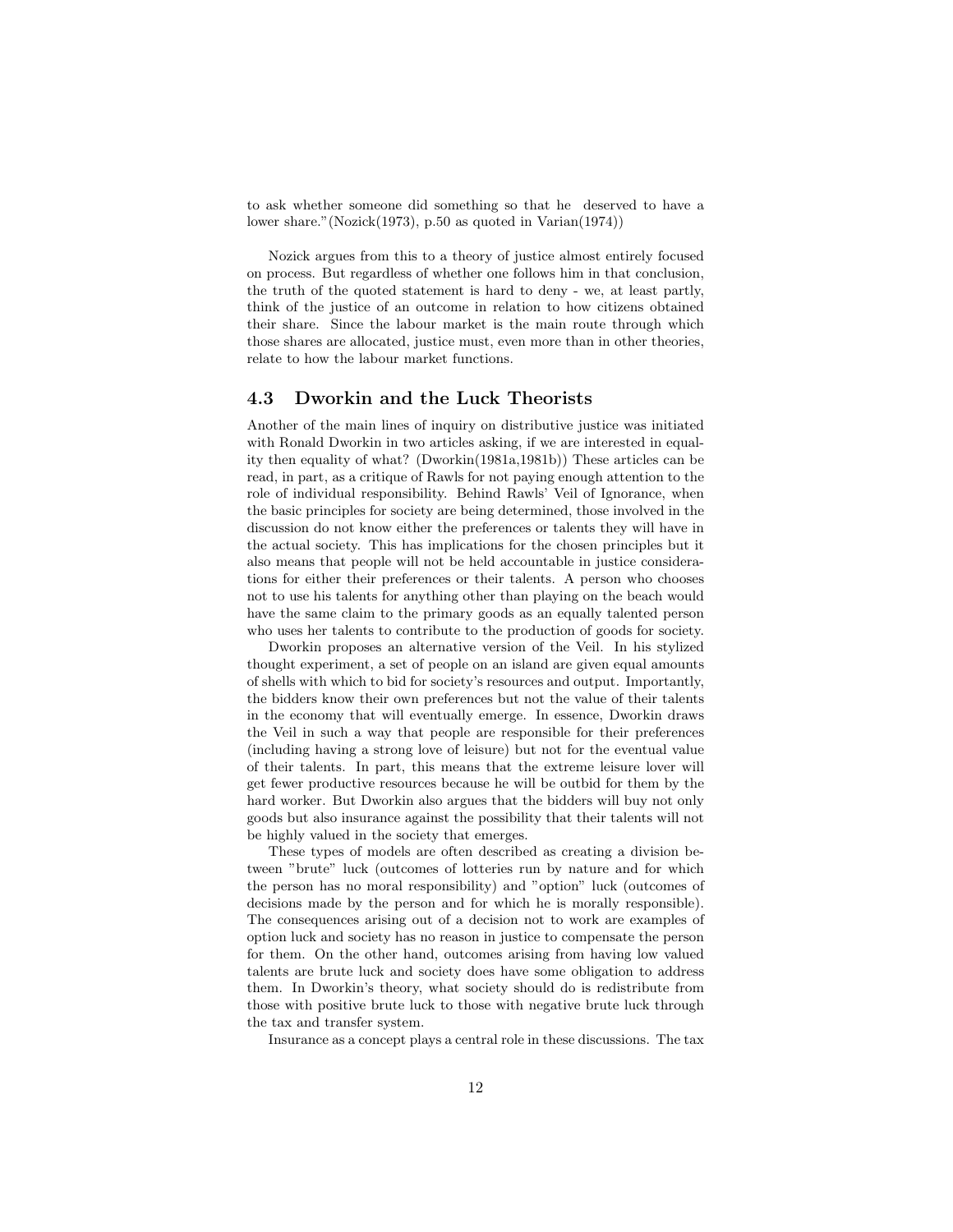to ask whether someone did something so that he deserved to have a lower share."(Nozick(1973), p.50 as quoted in Varian(1974))

Nozick argues from this to a theory of justice almost entirely focused on process. But regardless of whether one follows him in that conclusion, the truth of the quoted statement is hard to deny - we, at least partly, think of the justice of an outcome in relation to how citizens obtained their share. Since the labour market is the main route through which those shares are allocated, justice must, even more than in other theories, relate to how the labour market functions.

### 4.3 Dworkin and the Luck Theorists

Another of the main lines of inquiry on distributive justice was initiated with Ronald Dworkin in two articles asking, if we are interested in equality then equality of what? (Dworkin(1981a,1981b)) These articles can be read, in part, as a critique of Rawls for not paying enough attention to the role of individual responsibility. Behind Rawls' Veil of Ignorance, when the basic principles for society are being determined, those involved in the discussion do not know either the preferences or talents they will have in the actual society. This has implications for the chosen principles but it also means that people will not be held accountable in justice considerations for either their preferences or their talents. A person who chooses not to use his talents for anything other than playing on the beach would have the same claim to the primary goods as an equally talented person who uses her talents to contribute to the production of goods for society.

Dworkin proposes an alternative version of the Veil. In his stylized thought experiment, a set of people on an island are given equal amounts of shells with which to bid for society's resources and output. Importantly, the bidders know their own preferences but not the value of their talents in the economy that will eventually emerge. In essence, Dworkin draws the Veil in such a way that people are responsible for their preferences (including having a strong love of leisure) but not for the eventual value of their talents. In part, this means that the extreme leisure lover will get fewer productive resources because he will be outbid for them by the hard worker. But Dworkin also argues that the bidders will buy not only goods but also insurance against the possibility that their talents will not be highly valued in the society that emerges.

These types of models are often described as creating a division between "brute" luck (outcomes of lotteries run by nature and for which the person has no moral responsibility) and "option" luck (outcomes of decisions made by the person and for which he is morally responsible). The consequences arising out of a decision not to work are examples of option luck and society has no reason in justice to compensate the person for them. On the other hand, outcomes arising from having low valued talents are brute luck and society does have some obligation to address them. In Dworkin's theory, what society should do is redistribute from those with positive brute luck to those with negative brute luck through the tax and transfer system.

Insurance as a concept plays a central role in these discussions. The tax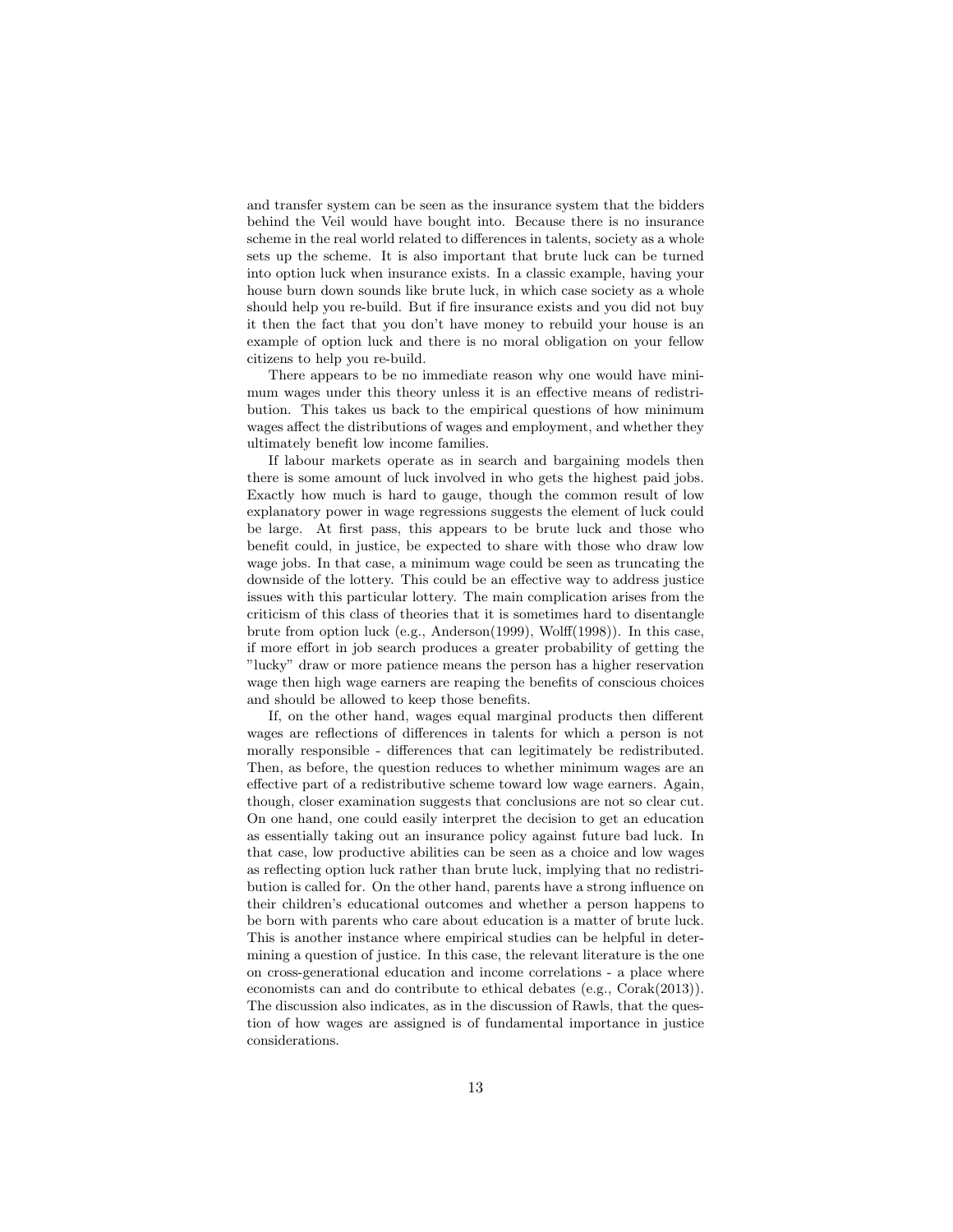and transfer system can be seen as the insurance system that the bidders behind the Veil would have bought into. Because there is no insurance scheme in the real world related to differences in talents, society as a whole sets up the scheme. It is also important that brute luck can be turned into option luck when insurance exists. In a classic example, having your house burn down sounds like brute luck, in which case society as a whole should help you re-build. But if fire insurance exists and you did not buy it then the fact that you don't have money to rebuild your house is an example of option luck and there is no moral obligation on your fellow citizens to help you re-build.

There appears to be no immediate reason why one would have minimum wages under this theory unless it is an effective means of redistribution. This takes us back to the empirical questions of how minimum wages affect the distributions of wages and employment, and whether they ultimately benefit low income families.

If labour markets operate as in search and bargaining models then there is some amount of luck involved in who gets the highest paid jobs. Exactly how much is hard to gauge, though the common result of low explanatory power in wage regressions suggests the element of luck could be large. At first pass, this appears to be brute luck and those who benefit could, in justice, be expected to share with those who draw low wage jobs. In that case, a minimum wage could be seen as truncating the downside of the lottery. This could be an effective way to address justice issues with this particular lottery. The main complication arises from the criticism of this class of theories that it is sometimes hard to disentangle brute from option luck (e.g., Anderson(1999), Wolff(1998)). In this case, if more effort in job search produces a greater probability of getting the "lucky" draw or more patience means the person has a higher reservation wage then high wage earners are reaping the benefits of conscious choices and should be allowed to keep those benefits.

If, on the other hand, wages equal marginal products then different wages are reflections of differences in talents for which a person is not morally responsible - differences that can legitimately be redistributed. Then, as before, the question reduces to whether minimum wages are an effective part of a redistributive scheme toward low wage earners. Again, though, closer examination suggests that conclusions are not so clear cut. On one hand, one could easily interpret the decision to get an education as essentially taking out an insurance policy against future bad luck. In that case, low productive abilities can be seen as a choice and low wages as reflecting option luck rather than brute luck, implying that no redistribution is called for. On the other hand, parents have a strong influence on their children's educational outcomes and whether a person happens to be born with parents who care about education is a matter of brute luck. This is another instance where empirical studies can be helpful in determining a question of justice. In this case, the relevant literature is the one on cross-generational education and income correlations - a place where economists can and do contribute to ethical debates (e.g., Corak(2013)). The discussion also indicates, as in the discussion of Rawls, that the question of how wages are assigned is of fundamental importance in justice considerations.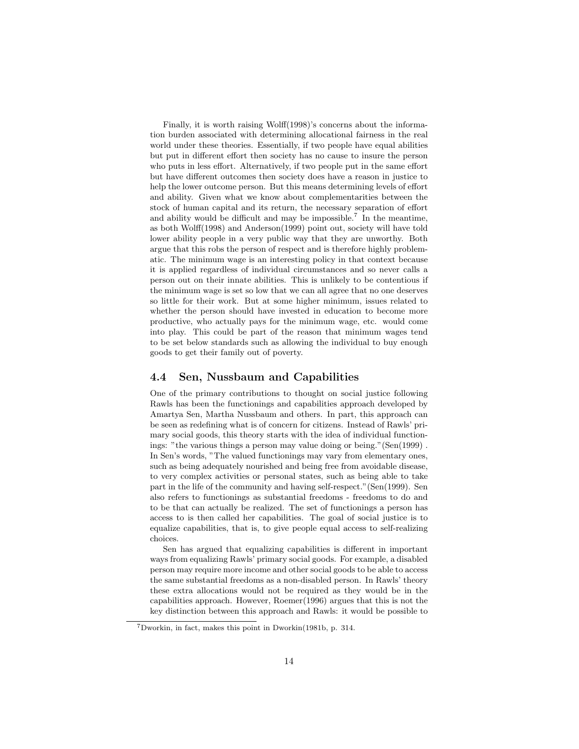Finally, it is worth raising Wolff(1998)'s concerns about the information burden associated with determining allocational fairness in the real world under these theories. Essentially, if two people have equal abilities but put in different effort then society has no cause to insure the person who puts in less effort. Alternatively, if two people put in the same effort but have different outcomes then society does have a reason in justice to help the lower outcome person. But this means determining levels of effort and ability. Given what we know about complementarities between the stock of human capital and its return, the necessary separation of effort and ability would be difficult and may be impossible.[7] In the meantime, as both Wolff(1998) and Anderson(1999) point out, society will have told lower ability people in a very public way that they are unworthy. Both argue that this robs the person of respect and is therefore highly problematic. The minimum wage is an interesting policy in that context because it is applied regardless of individual circumstances and so never calls a person out on their innate abilities. This is unlikely to be contentious if the minimum wage is set so low that we can all agree that no one deserves so little for their work. But at some higher minimum, issues related to whether the person should have invested in education to become more productive, who actually pays for the minimum wage, etc. would come into play. This could be part of the reason that minimum wages tend to be set below standards such as allowing the individual to buy enough goods to get their family out of poverty.

## 4.4 Sen, Nussbaum and Capabilities

One of the primary contributions to thought on social justice following Rawls has been the functionings and capabilities approach developed by Amartya Sen, Martha Nussbaum and others. In part, this approach can be seen as redefining what is of concern for citizens. Instead of Rawls' primary social goods, this theory starts with the idea of individual functionings: "the various things a person may value doing or being."(Sen(1999) . In Sen's words, "The valued functionings may vary from elementary ones, such as being adequately nourished and being free from avoidable disease, to very complex activities or personal states, such as being able to take part in the life of the community and having self-respect."(Sen(1999). Sen also refers to functionings as substantial freedoms - freedoms to do and to be that can actually be realized. The set of functionings a person has access to is then called her capabilities. The goal of social justice is to equalize capabilities, that is, to give people equal access to self-realizing choices.

Sen has argued that equalizing capabilities is different in important ways from equalizing Rawls' primary social goods. For example, a disabled person may require more income and other social goods to be able to access the same substantial freedoms as a non-disabled person. In Rawls' theory these extra allocations would not be required as they would be in the capabilities approach. However, Roemer(1996) argues that this is not the key distinction between this approach and Rawls: it would be possible to

[7] Dworkin, in fact, makes this point in Dworkin(1981b, p. 314.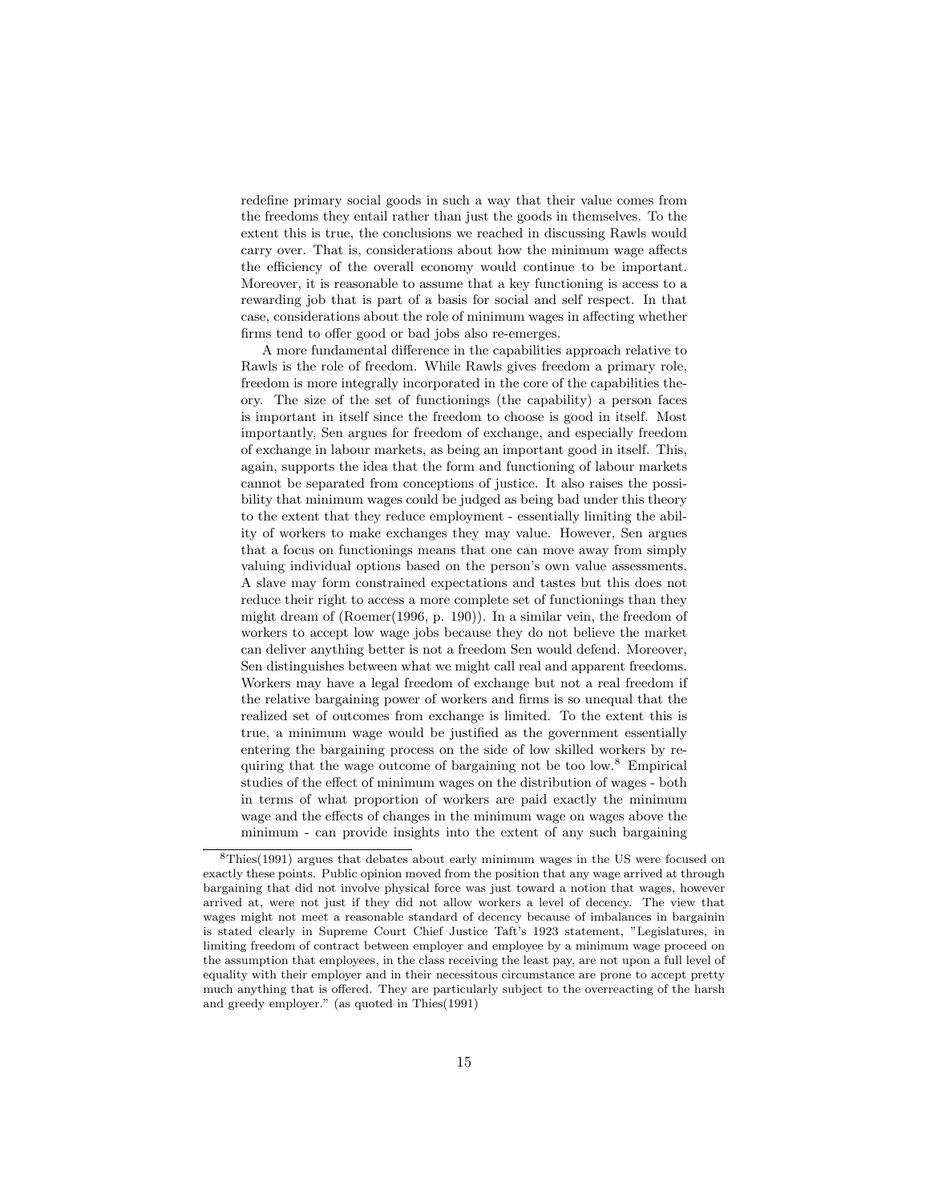redefine primary social goods in such a way that their value comes from the freedoms they entail rather than just the goods in themselves. To the extent this is true, the conclusions we reached in discussing Rawls would carry over. That is, considerations about how the minimum wage affects the efficiency of the overall economy would continue to be important. Moreover, it is reasonable to assume that a key functioning is access to a rewarding job that is part of a basis for social and self respect. In that case, considerations about the role of minimum wages in affecting whether firms tend to offer good or bad jobs also re-emerges.

A more fundamental difference in the capabilities approach relative to Rawls is the role of freedom. While Rawls gives freedom a primary role, freedom is more integrally incorporated in the core of the capabilities theory. The size of the set of functionings (the capability) a person faces is important in itself since the freedom to choose is good in itself. Most importantly, Sen argues for freedom of exchange, and especially freedom of exchange in labour markets, as being an important good in itself. This, again, supports the idea that the form and functioning of labour markets cannot be separated from conceptions of justice. It also raises the possibility that minimum wages could be judged as being bad under this theory to the extent that they reduce employment - essentially limiting the ability of workers to make exchanges they may value. However, Sen argues that a focus on functionings means that one can move away from simply valuing individual options based on the person's own value assessments. A slave may form constrained expectations and tastes but this does not reduce their right to access a more complete set of functionings than they might dream of (Roemer(1996, p. 190)). In a similar vein, the freedom of workers to accept low wage jobs because they do not believe the market can deliver anything better is not a freedom Sen would defend. Moreover, Sen distinguishes between what we might call real and apparent freedoms. Workers may have a legal freedom of exchange but not a real freedom if the relative bargaining power of workers and firms is so unequal that the realized set of outcomes from exchange is limited. To the extent this is true, a minimum wage would be justified as the government essentially entering the bargaining process on the side of low skilled workers by requiring that the wage outcome of bargaining not be too low.[8] Empirical studies of the effect of minimum wages on the distribution of wages - both in terms of what proportion of workers are paid exactly the minimum wage and the effects of changes in the minimum wage on wages above the minimum - can provide insights into the extent of any such bargaining

[8] Thies(1991) argues that debates about early minimum wages in the US were focused on exactly these points. Public opinion moved from the position that any wage arrived at through bargaining that did not involve physical force was just toward a notion that wages, however arrived at, were not just if they did not allow workers a level of decency. The view that wages might not meet a reasonable standard of decency because of imbalances in bargainin is stated clearly in Supreme Court Chief Justice Taft's 1923 statement, "Legislatures, in limiting freedom of contract between employer and employee by a minimum wage proceed on the assumption that employees, in the class receiving the least pay, are not upon a full level of equality with their employer and in their necessitous circumstance are prone to accept pretty much anything that is offered. They are particularly subject to the overreacting of the harsh and greedy employer." (as quoted in Thies(1991)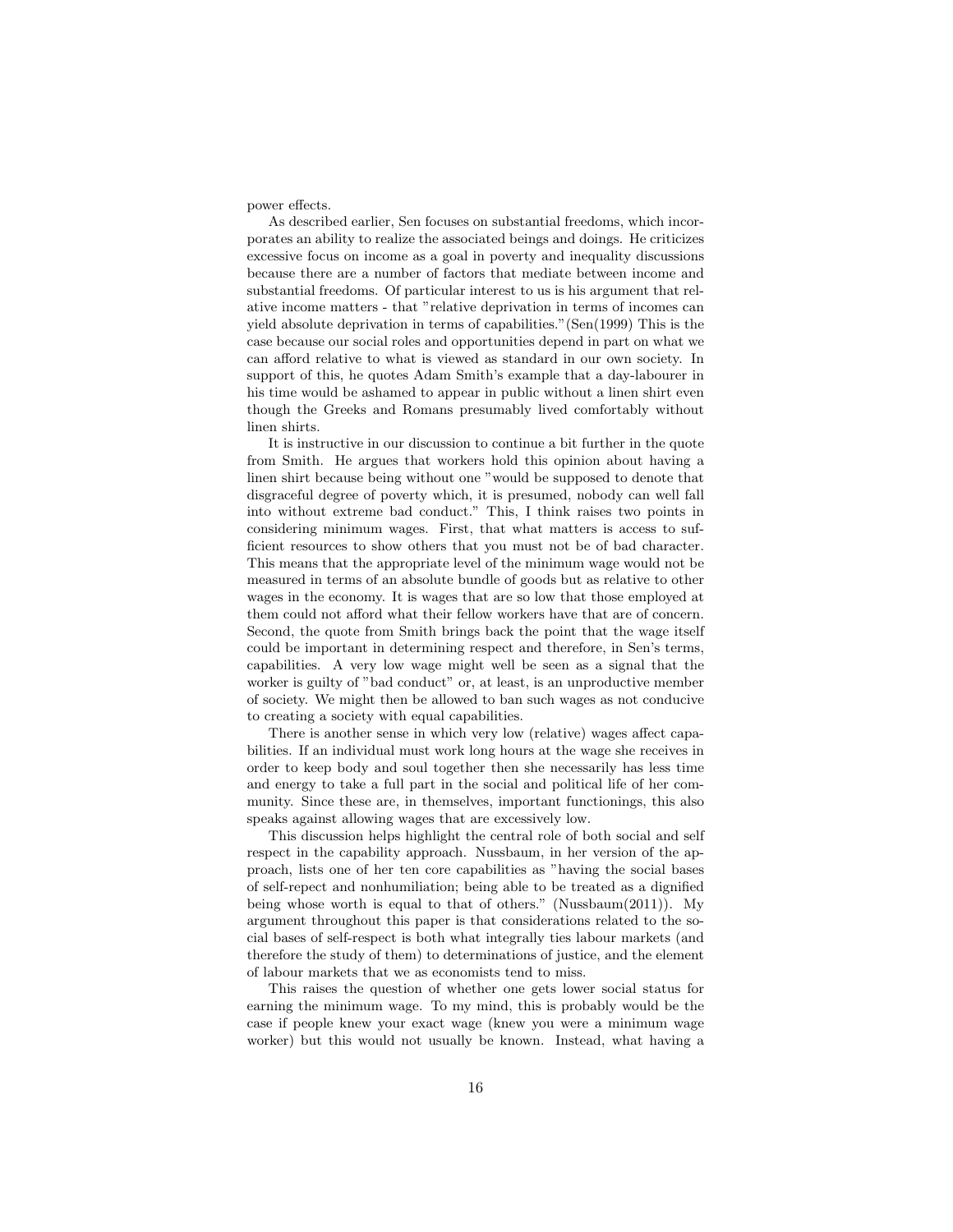power effects.

As described earlier, Sen focuses on substantial freedoms, which incorporates an ability to realize the associated beings and doings. He criticizes excessive focus on income as a goal in poverty and inequality discussions because there are a number of factors that mediate between income and substantial freedoms. Of particular interest to us is his argument that relative income matters - that "relative deprivation in terms of incomes can yield absolute deprivation in terms of capabilities."(Sen(1999) This is the case because our social roles and opportunities depend in part on what we can afford relative to what is viewed as standard in our own society. In support of this, he quotes Adam Smith's example that a day-labourer in his time would be ashamed to appear in public without a linen shirt even though the Greeks and Romans presumably lived comfortably without linen shirts.

It is instructive in our discussion to continue a bit further in the quote from Smith. He argues that workers hold this opinion about having a linen shirt because being without one "would be supposed to denote that disgraceful degree of poverty which, it is presumed, nobody can well fall into without extreme bad conduct." This, I think raises two points in considering minimum wages. First, that what matters is access to sufficient resources to show others that you must not be of bad character. This means that the appropriate level of the minimum wage would not be measured in terms of an absolute bundle of goods but as relative to other wages in the economy. It is wages that are so low that those employed at them could not afford what their fellow workers have that are of concern. Second, the quote from Smith brings back the point that the wage itself could be important in determining respect and therefore, in Sen's terms, capabilities. A very low wage might well be seen as a signal that the worker is guilty of "bad conduct" or, at least, is an unproductive member of society. We might then be allowed to ban such wages as not conducive to creating a society with equal capabilities.

There is another sense in which very low (relative) wages affect capabilities. If an individual must work long hours at the wage she receives in order to keep body and soul together then she necessarily has less time and energy to take a full part in the social and political life of her community. Since these are, in themselves, important functionings, this also speaks against allowing wages that are excessively low.

This discussion helps highlight the central role of both social and self respect in the capability approach. Nussbaum, in her version of the approach, lists one of her ten core capabilities as "having the social bases of self-repect and nonhumiliation; being able to be treated as a dignified being whose worth is equal to that of others." (Nussbaum(2011)). My argument throughout this paper is that considerations related to the social bases of self-respect is both what integrally ties labour markets (and therefore the study of them) to determinations of justice, and the element of labour markets that we as economists tend to miss.

This raises the question of whether one gets lower social status for earning the minimum wage. To my mind, this is probably would be the case if people knew your exact wage (knew you were a minimum wage worker) but this would not usually be known. Instead, what having a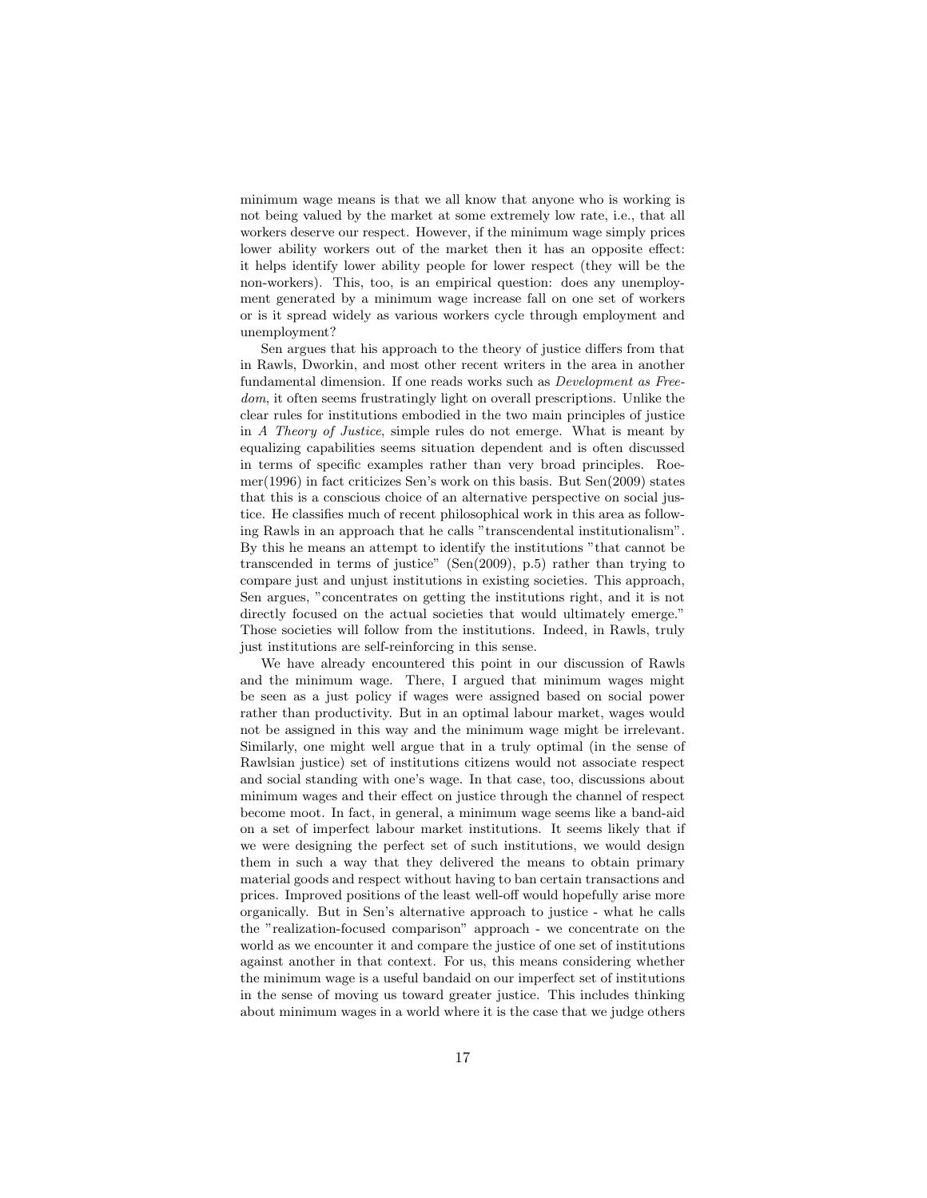minimum wage means is that we all know that anyone who is working is not being valued by the market at some extremely low rate, i.e., that all workers deserve our respect. However, if the minimum wage simply prices lower ability workers out of the market then it has an opposite effect: it helps identify lower ability people for lower respect (they will be the non-workers). This, too, is an empirical question: does any unemployment generated by a minimum wage increase fall on one set of workers or is it spread widely as various workers cycle through employment and unemployment?

Sen argues that his approach to the theory of justice differs from that in Rawls, Dworkin, and most other recent writers in the area in another fundamental dimension. If one reads works such as *Development as Freedom*, it often seems frustratingly light on overall prescriptions. Unlike the clear rules for institutions embodied in the two main principles of justice in *A Theory of Justice*, simple rules do not emerge. What is meant by equalizing capabilities seems situation dependent and is often discussed in terms of specific examples rather than very broad principles. Roemer(1996) in fact criticizes Sen's work on this basis. But Sen(2009) states that this is a conscious choice of an alternative perspective on social justice. He classifies much of recent philosophical work in this area as following Rawls in an approach that he calls "transcendental institutionalism". By this he means an attempt to identify the institutions "that cannot be transcended in terms of justice" (Sen(2009), p.5) rather than trying to compare just and unjust institutions in existing societies. This approach, Sen argues, "concentrates on getting the institutions right, and it is not directly focused on the actual societies that would ultimately emerge." Those societies will follow from the institutions. Indeed, in Rawls, truly just institutions are self-reinforcing in this sense.

We have already encountered this point in our discussion of Rawls and the minimum wage. There, I argued that minimum wages might be seen as a just policy if wages were assigned based on social power rather than productivity. But in an optimal labour market, wages would not be assigned in this way and the minimum wage might be irrelevant. Similarly, one might well argue that in a truly optimal (in the sense of Rawlsian justice) set of institutions citizens would not associate respect and social standing with one's wage. In that case, too, discussions about minimum wages and their effect on justice through the channel of respect become moot. In fact, in general, a minimum wage seems like a band-aid on a set of imperfect labour market institutions. It seems likely that if we were designing the perfect set of such institutions, we would design them in such a way that they delivered the means to obtain primary material goods and respect without having to ban certain transactions and prices. Improved positions of the least well-off would hopefully arise more organically. But in Sen's alternative approach to justice - what he calls the "realization-focused comparison" approach - we concentrate on the world as we encounter it and compare the justice of one set of institutions against another in that context. For us, this means considering whether the minimum wage is a useful bandaid on our imperfect set of institutions in the sense of moving us toward greater justice. This includes thinking about minimum wages in a world where it is the case that we judge others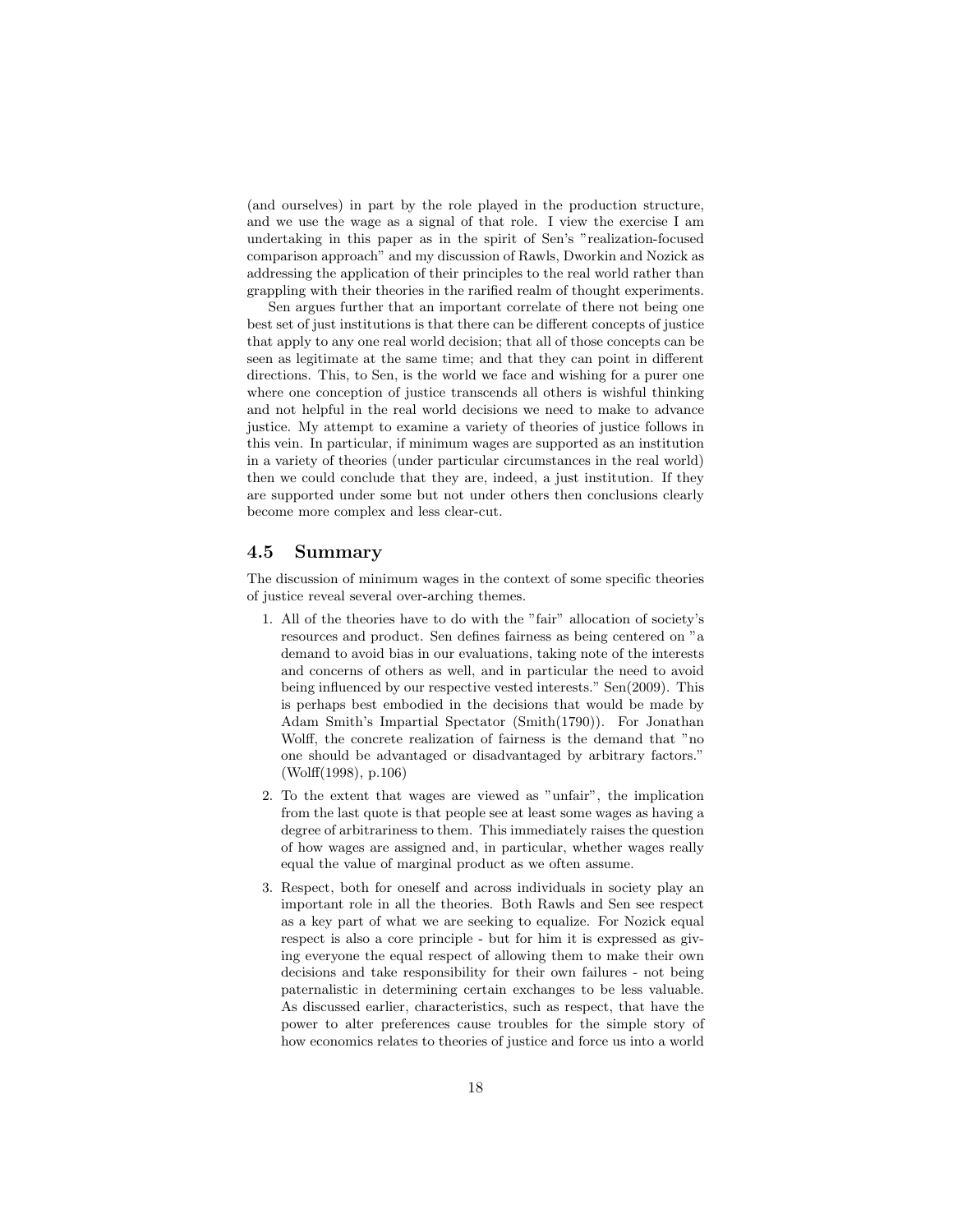(and ourselves) in part by the role played in the production structure, and we use the wage as a signal of that role. I view the exercise I am undertaking in this paper as in the spirit of Sen's "realization-focused comparison approach" and my discussion of Rawls, Dworkin and Nozick as addressing the application of their principles to the real world rather than grappling with their theories in the rarified realm of thought experiments.

Sen argues further that an important correlate of there not being one best set of just institutions is that there can be different concepts of justice that apply to any one real world decision; that all of those concepts can be seen as legitimate at the same time; and that they can point in different directions. This, to Sen, is the world we face and wishing for a purer one where one conception of justice transcends all others is wishful thinking and not helpful in the real world decisions we need to make to advance justice. My attempt to examine a variety of theories of justice follows in this vein. In particular, if minimum wages are supported as an institution in a variety of theories (under particular circumstances in the real world) then we could conclude that they are, indeed, a just institution. If they are supported under some but not under others then conclusions clearly become more complex and less clear-cut.

### 4.5 Summary

The discussion of minimum wages in the context of some specific theories of justice reveal several over-arching themes.

1. All of the theories have to do with the "fair" allocation of society's resources and product. Sen defines fairness as being centered on "a demand to avoid bias in our evaluations, taking note of the interests and concerns of others as well, and in particular the need to avoid being influenced by our respective vested interests." Sen(2009). This is perhaps best embodied in the decisions that would be made by Adam Smith's Impartial Spectator (Smith(1790)). For Jonathan Wolff, the concrete realization of fairness is the demand that "no one should be advantaged or disadvantaged by arbitrary factors." (Wolff(1998), p.106)

2. To the extent that wages are viewed as "unfair", the implication from the last quote is that people see at least some wages as having a degree of arbitrariness to them. This immediately raises the question of how wages are assigned and, in particular, whether wages really equal the value of marginal product as we often assume.

3. Respect, both for oneself and across individuals in society play an important role in all the theories. Both Rawls and Sen see respect as a key part of what we are seeking to equalize. For Nozick equal respect is also a core principle - but for him it is expressed as giving everyone the equal respect of allowing them to make their own decisions and take responsibility for their own failures - not being paternalistic in determining certain exchanges to be less valuable. As discussed earlier, characteristics, such as respect, that have the power to alter preferences cause troubles for the simple story of how economics relates to theories of justice and force us into a world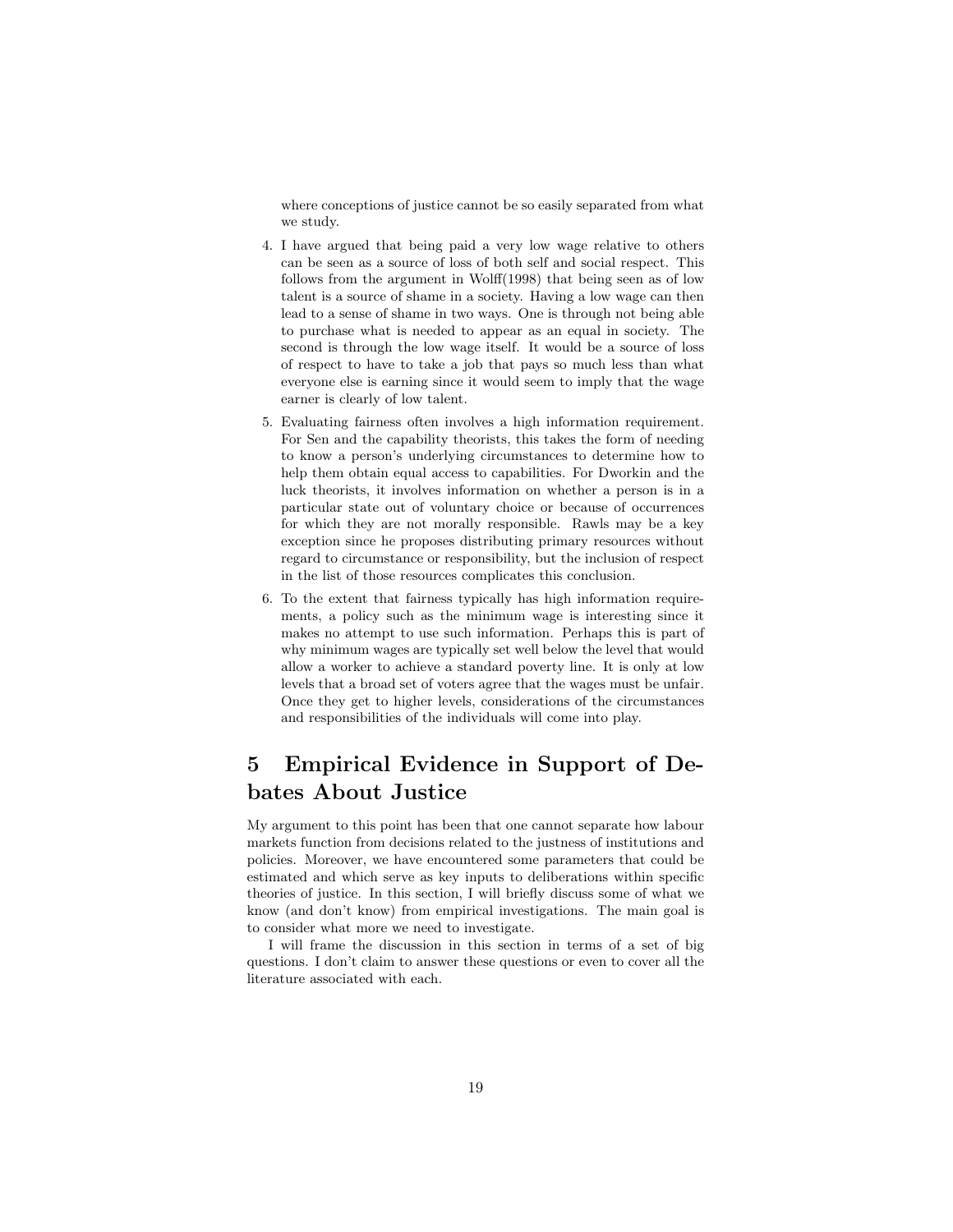where conceptions of justice cannot be so easily separated from what we study.

4. I have argued that being paid a very low wage relative to others can be seen as a source of loss of both self and social respect. This follows from the argument in Wolff(1998) that being seen as of low talent is a source of shame in a society. Having a low wage can then lead to a sense of shame in two ways. One is through not being able to purchase what is needed to appear as an equal in society. The second is through the low wage itself. It would be a source of loss of respect to have to take a job that pays so much less than what everyone else is earning since it would seem to imply that the wage earner is clearly of low talent.

5. Evaluating fairness often involves a high information requirement. For Sen and the capability theorists, this takes the form of needing to know a person's underlying circumstances to determine how to help them obtain equal access to capabilities. For Dworkin and the luck theorists, it involves information on whether a person is in a particular state out of voluntary choice or because of occurrences for which they are not morally responsible. Rawls may be a key exception since he proposes distributing primary resources without regard to circumstance or responsibility, but the inclusion of respect in the list of those resources complicates this conclusion.

6. To the extent that fairness typically has high information requirements, a policy such as the minimum wage is interesting since it makes no attempt to use such information. Perhaps this is part of why minimum wages are typically set well below the level that would allow a worker to achieve a standard poverty line. It is only at low levels that a broad set of voters agree that the wages must be unfair. Once they get to higher levels, considerations of the circumstances and responsibilities of the individuals will come into play.

# 5 Empirical Evidence in Support of Debates About Justice

My argument to this point has been that one cannot separate how labour markets function from decisions related to the justness of institutions and policies. Moreover, we have encountered some parameters that could be estimated and which serve as key inputs to deliberations within specific theories of justice. In this section, I will briefly discuss some of what we know (and don't know) from empirical investigations. The main goal is to consider what more we need to investigate.

I will frame the discussion in this section in terms of a set of big questions. I don't claim to answer these questions or even to cover all the literature associated with each.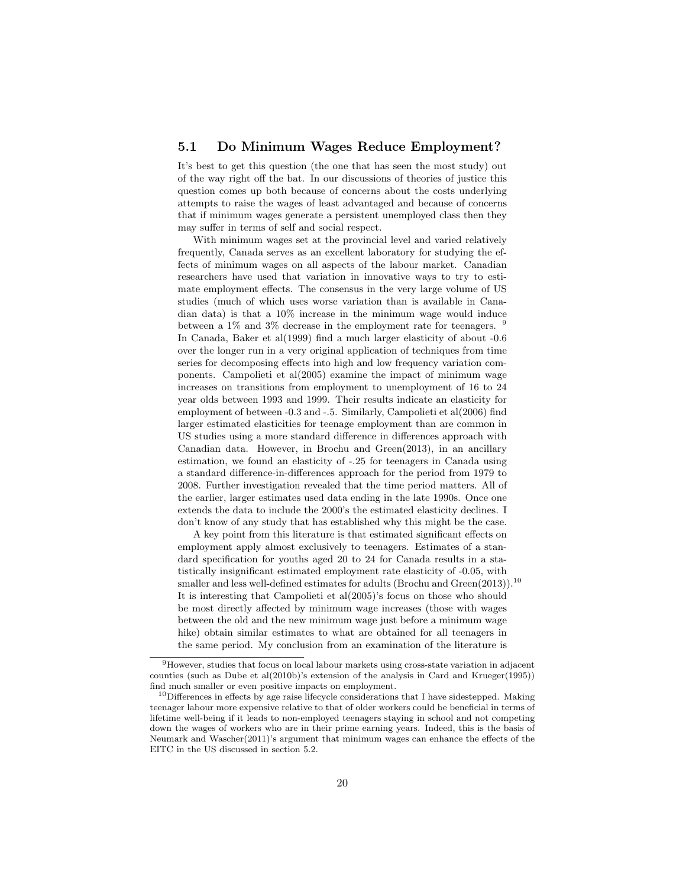### 5.1 Do Minimum Wages Reduce Employment?

It's best to get this question (the one that has seen the most study) out of the way right off the bat. In our discussions of theories of justice this question comes up both because of concerns about the costs underlying attempts to raise the wages of least advantaged and because of concerns that if minimum wages generate a persistent unemployed class then they may suffer in terms of self and social respect.

With minimum wages set at the provincial level and varied relatively frequently, Canada serves as an excellent laboratory for studying the effects of minimum wages on all aspects of the labour market. Canadian researchers have used that variation in innovative ways to try to estimate employment effects. The consensus in the very large volume of US studies (much of which uses worse variation than is available in Canadian data) is that a 10% increase in the minimum wage would induce between a 1% and 3% decrease in the employment rate for teenagers. [9] In Canada, Baker et al(1999) find a much larger elasticity of about -0.6 over the longer run in a very original application of techniques from time series for decomposing effects into high and low frequency variation components. Campolieti et al(2005) examine the impact of minimum wage increases on transitions from employment to unemployment of 16 to 24 year olds between 1993 and 1999. Their results indicate an elasticity for employment of between -0.3 and -.5. Similarly, Campolieti et al(2006) find larger estimated elasticities for teenage employment than are common in US studies using a more standard difference in differences approach with Canadian data. However, in Brochu and Green(2013), in an ancillary estimation, we found an elasticity of -.25 for teenagers in Canada using a standard difference-in-differences approach for the period from 1979 to 2008. Further investigation revealed that the time period matters. All of the earlier, larger estimates used data ending in the late 1990s. Once one extends the data to include the 2000's the estimated elasticity declines. I don't know of any study that has established why this might be the case.

A key point from this literature is that estimated significant effects on employment apply almost exclusively to teenagers. Estimates of a standard specification for youths aged 20 to 24 for Canada results in a statistically insignificant estimated employment rate elasticity of -0.05, with smaller and less well-defined estimates for adults (Brochu and Green(2013)).[10] It is interesting that Campolieti et al(2005)'s focus on those who should be most directly affected by minimum wage increases (those with wages between the old and the new minimum wage just before a minimum wage hike) obtain similar estimates to what are obtained for all teenagers in the same period. My conclusion from an examination of the literature is

[9] However, studies that focus on local labour markets using cross-state variation in adjacent counties (such as Dube et al(2010b)'s extension of the analysis in Card and Krueger(1995)) find much smaller or even positive impacts on employment.

[10] Differences in effects by age raise lifecycle considerations that I have sidestepped. Making teenager labour more expensive relative to that of older workers could be beneficial in terms of lifetime well-being if it leads to non-employed teenagers staying in school and not competing down the wages of workers who are in their prime earning years. Indeed, this is the basis of Neumark and Wascher(2011)'s argument that minimum wages can enhance the effects of the EITC in the US discussed in section 5.2.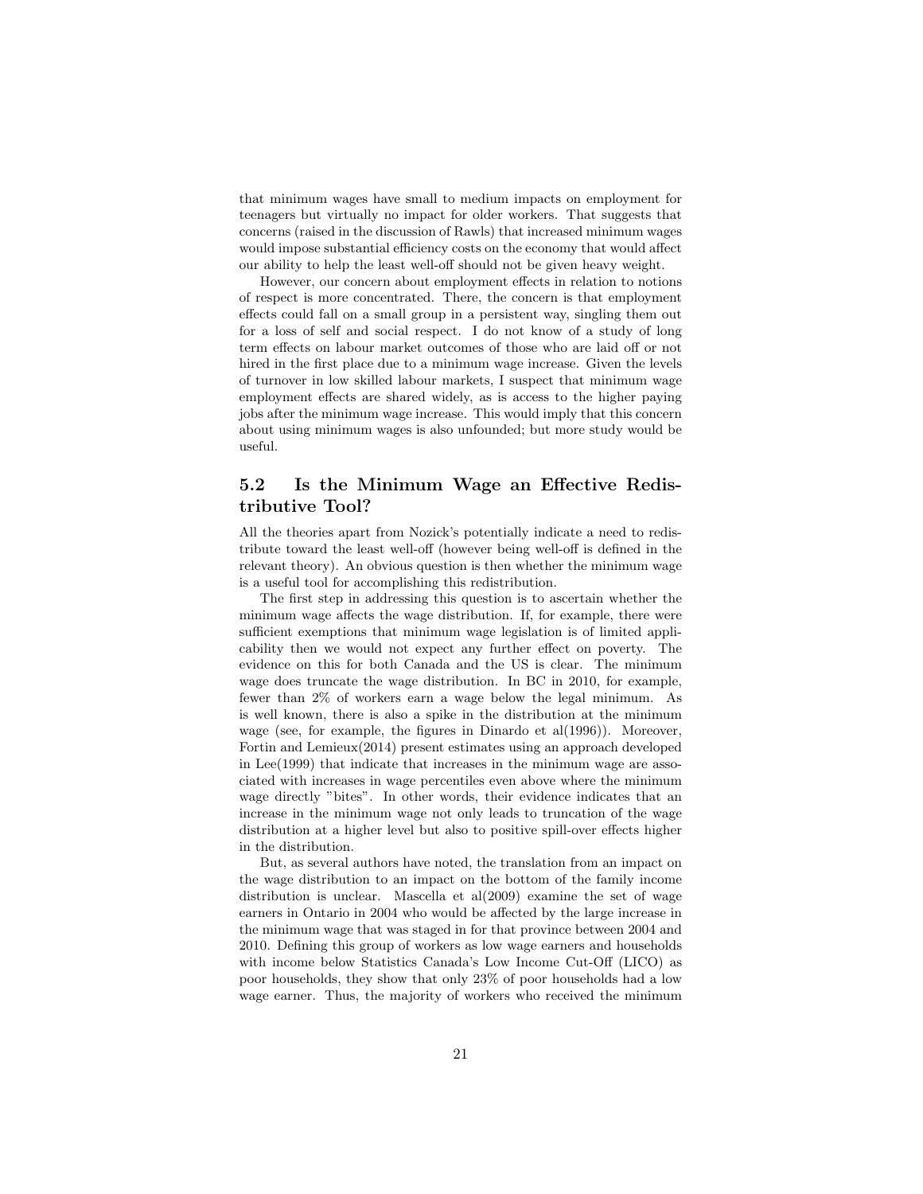that minimum wages have small to medium impacts on employment for teenagers but virtually no impact for older workers. That suggests that concerns (raised in the discussion of Rawls) that increased minimum wages would impose substantial efficiency costs on the economy that would affect our ability to help the least well-off should not be given heavy weight.

However, our concern about employment effects in relation to notions of respect is more concentrated. There, the concern is that employment effects could fall on a small group in a persistent way, singling them out for a loss of self and social respect. I do not know of a study of long term effects on labour market outcomes of those who are laid off or not hired in the first place due to a minimum wage increase. Given the levels of turnover in low skilled labour markets, I suspect that minimum wage employment effects are shared widely, as is access to the higher paying jobs after the minimum wage increase. This would imply that this concern about using minimum wages is also unfounded; but more study would be useful.

## 5.2 Is the Minimum Wage an Effective Redistributive Tool?

All the theories apart from Nozick's potentially indicate a need to redistribute toward the least well-off (however being well-off is defined in the relevant theory). An obvious question is then whether the minimum wage is a useful tool for accomplishing this redistribution.

The first step in addressing this question is to ascertain whether the minimum wage affects the wage distribution. If, for example, there were sufficient exemptions that minimum wage legislation is of limited applicability then we would not expect any further effect on poverty. The evidence on this for both Canada and the US is clear. The minimum wage does truncate the wage distribution. In BC in 2010, for example, fewer than 2% of workers earn a wage below the legal minimum. As is well known, there is also a spike in the distribution at the minimum wage (see, for example, the figures in Dinardo et al(1996)). Moreover, Fortin and Lemieux(2014) present estimates using an approach developed in Lee(1999) that indicate that increases in the minimum wage are associated with increases in wage percentiles even above where the minimum wage directly "bites". In other words, their evidence indicates that an increase in the minimum wage not only leads to truncation of the wage distribution at a higher level but also to positive spill-over effects higher in the distribution.

But, as several authors have noted, the translation from an impact on the wage distribution to an impact on the bottom of the family income distribution is unclear. Mascella et al(2009) examine the set of wage earners in Ontario in 2004 who would be affected by the large increase in the minimum wage that was staged in for that province between 2004 and 2010. Defining this group of workers as low wage earners and households with income below Statistics Canada's Low Income Cut-Off (LICO) as poor households, they show that only 23% of poor households had a low wage earner. Thus, the majority of workers who received the minimum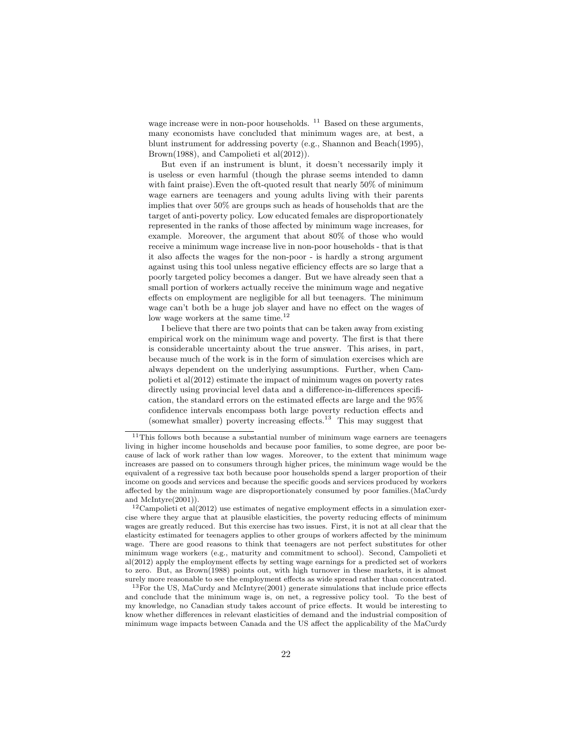wage increase were in non-poor households. [11] Based on these arguments, many economists have concluded that minimum wages are, at best, a blunt instrument for addressing poverty (e.g., Shannon and Beach(1995), Brown(1988), and Campolieti et al(2012)).

But even if an instrument is blunt, it doesn't necessarily imply it is useless or even harmful (though the phrase seems intended to damn with faint praise).Even the oft-quoted result that nearly 50% of minimum wage earners are teenagers and young adults living with their parents implies that over 50% are groups such as heads of households that are the target of anti-poverty policy. Low educated females are disproportionately represented in the ranks of those affected by minimum wage increases, for example. Moreover, the argument that about 80% of those who would receive a minimum wage increase live in non-poor households - that is that it also affects the wages for the non-poor - is hardly a strong argument against using this tool unless negative efficiency effects are so large that a poorly targeted policy becomes a danger. But we have already seen that a small portion of workers actually receive the minimum wage and negative effects on employment are negligible for all but teenagers. The minimum wage can't both be a huge job slayer and have no effect on the wages of low wage workers at the same time.[12]

I believe that there are two points that can be taken away from existing empirical work on the minimum wage and poverty. The first is that there is considerable uncertainty about the true answer. This arises, in part, because much of the work is in the form of simulation exercises which are always dependent on the underlying assumptions. Further, when Campolieti et al(2012) estimate the impact of minimum wages on poverty rates directly using provincial level data and a difference-in-differences specification, the standard errors on the estimated effects are large and the 95% confidence intervals encompass both large poverty reduction effects and (somewhat smaller) poverty increasing effects.[13] This may suggest that

[11] This follows both because a substantial number of minimum wage earners are teenagers living in higher income households and because poor families, to some degree, are poor because of lack of work rather than low wages. Moreover, to the extent that minimum wage increases are passed on to consumers through higher prices, the minimum wage would be the equivalent of a regressive tax both because poor households spend a larger proportion of their income on goods and services and because the specific goods and services produced by workers affected by the minimum wage are disproportionately consumed by poor families.(MaCurdy and McIntyre(2001)).

[12] Campolieti et al(2012) use estimates of negative employment effects in a simulation exercise where they argue that at plausible elasticities, the poverty reducing effects of minimum wages are greatly reduced. But this exercise has two issues. First, it is not at all clear that the elasticity estimated for teenagers applies to other groups of workers affected by the minimum wage. There are good reasons to think that teenagers are not perfect substitutes for other minimum wage workers (e.g., maturity and commitment to school). Second, Campolieti et al(2012) apply the employment effects by setting wage earnings for a predicted set of workers to zero. But, as Brown(1988) points out, with high turnover in these markets, it is almost surely more reasonable to see the employment effects as wide spread rather than concentrated.

[13] For the US, MaCurdy and McIntyre(2001) generate simulations that include price effects and conclude that the minimum wage is, on net, a regressive policy tool. To the best of my knowledge, no Canadian study takes account of price effects. It would be interesting to know whether differences in relevant elasticities of demand and the industrial composition of minimum wage impacts between Canada and the US affect the applicability of the MaCurdy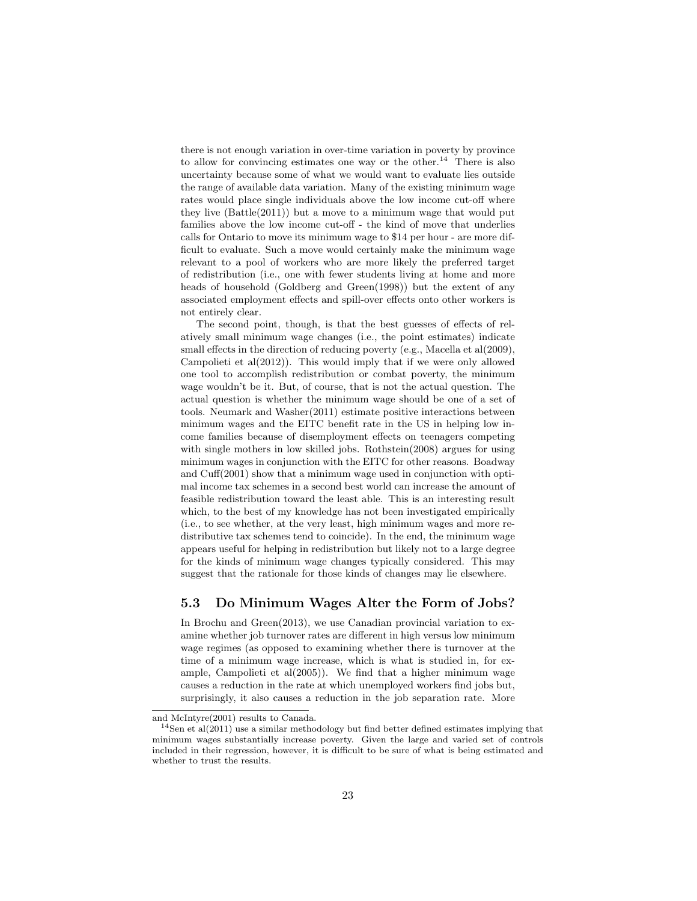there is not enough variation in over-time variation in poverty by province to allow for convincing estimates one way or the other.[14] There is also uncertainty because some of what we would want to evaluate lies outside the range of available data variation. Many of the existing minimum wage rates would place single individuals above the low income cut-off where they live (Battle(2011)) but a move to a minimum wage that would put families above the low income cut-off - the kind of move that underlies calls for Ontario to move its minimum wage to $14 per hour - are more difficult to evaluate. Such a move would certainly make the minimum wage relevant to a pool of workers who are more likely the preferred target of redistribution (i.e., one with fewer students living at home and more heads of household (Goldberg and Green(1998)) but the extent of any associated employment effects and spill-over effects onto other workers is not entirely clear.

The second point, though, is that the best guesses of effects of relatively small minimum wage changes (i.e., the point estimates) indicate small effects in the direction of reducing poverty (e.g., Macella et al(2009), Campolieti et al(2012)). This would imply that if we were only allowed one tool to accomplish redistribution or combat poverty, the minimum wage wouldn't be it. But, of course, that is not the actual question. The actual question is whether the minimum wage should be one of a set of tools. Neumark and Washer(2011) estimate positive interactions between minimum wages and the EITC benefit rate in the US in helping low income families because of disemployment effects on teenagers competing with single mothers in low skilled jobs. Rothstein(2008) argues for using minimum wages in conjunction with the EITC for other reasons. Boadway and Cuff(2001) show that a minimum wage used in conjunction with optimal income tax schemes in a second best world can increase the amount of feasible redistribution toward the least able. This is an interesting result which, to the best of my knowledge has not been investigated empirically (i.e., to see whether, at the very least, high minimum wages and more redistributive tax schemes tend to coincide). In the end, the minimum wage appears useful for helping in redistribution but likely not to a large degree for the kinds of minimum wage changes typically considered. This may suggest that the rationale for those kinds of changes may lie elsewhere.

## 5.3 Do Minimum Wages Alter the Form of Jobs?

In Brochu and Green(2013), we use Canadian provincial variation to examine whether job turnover rates are different in high versus low minimum wage regimes (as opposed to examining whether there is turnover at the time of a minimum wage increase, which is what is studied in, for example, Campolieti et al(2005)). We find that a higher minimum wage causes a reduction in the rate at which unemployed workers find jobs but, surprisingly, it also causes a reduction in the job separation rate. More

---

and McIntyre(2001) results to Canada.

[14] Sen et al(2011) use a similar methodology but find better defined estimates implying that minimum wages substantially increase poverty. Given the large and varied set of controls included in their regression, however, it is difficult to be sure of what is being estimated and whether to trust the results.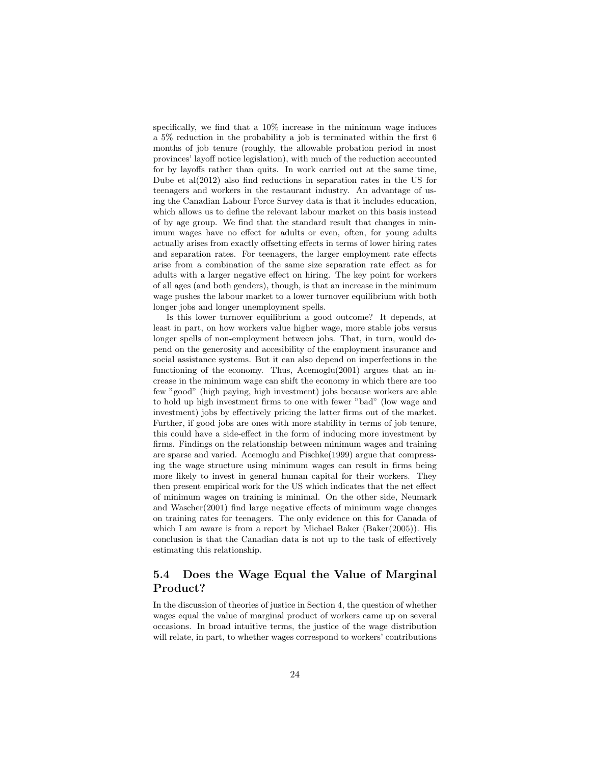specifically, we find that a 10% increase in the minimum wage induces a 5% reduction in the probability a job is terminated within the first 6 months of job tenure (roughly, the allowable probation period in most provinces' layoff notice legislation), with much of the reduction accounted for by layoffs rather than quits. In work carried out at the same time, Dube et al(2012) also find reductions in separation rates in the US for teenagers and workers in the restaurant industry. An advantage of using the Canadian Labour Force Survey data is that it includes education, which allows us to define the relevant labour market on this basis instead of by age group. We find that the standard result that changes in minimum wages have no effect for adults or even, often, for young adults actually arises from exactly offsetting effects in terms of lower hiring rates and separation rates. For teenagers, the larger employment rate effects arise from a combination of the same size separation rate effect as for adults with a larger negative effect on hiring. The key point for workers of all ages (and both genders), though, is that an increase in the minimum wage pushes the labour market to a lower turnover equilibrium with both longer jobs and longer unemployment spells.

Is this lower turnover equilibrium a good outcome? It depends, at least in part, on how workers value higher wage, more stable jobs versus longer spells of non-employment between jobs. That, in turn, would depend on the generosity and accesibility of the employment insurance and social assistance systems. But it can also depend on imperfections in the functioning of the economy. Thus, Acemoglu(2001) argues that an increase in the minimum wage can shift the economy in which there are too few "good" (high paying, high investment) jobs because workers are able to hold up high investment firms to one with fewer "bad" (low wage and investment) jobs by effectively pricing the latter firms out of the market. Further, if good jobs are ones with more stability in terms of job tenure, this could have a side-effect in the form of inducing more investment by firms. Findings on the relationship between minimum wages and training are sparse and varied. Acemoglu and Pischke(1999) argue that compressing the wage structure using minimum wages can result in firms being more likely to invest in general human capital for their workers. They then present empirical work for the US which indicates that the net effect of minimum wages on training is minimal. On the other side, Neumark and Wascher(2001) find large negative effects of minimum wage changes on training rates for teenagers. The only evidence on this for Canada of which I am aware is from a report by Michael Baker (Baker(2005)). His conclusion is that the Canadian data is not up to the task of effectively estimating this relationship.

## 5.4 Does the Wage Equal the Value of Marginal Product?

In the discussion of theories of justice in Section 4, the question of whether wages equal the value of marginal product of workers came up on several occasions. In broad intuitive terms, the justice of the wage distribution will relate, in part, to whether wages correspond to workers' contributions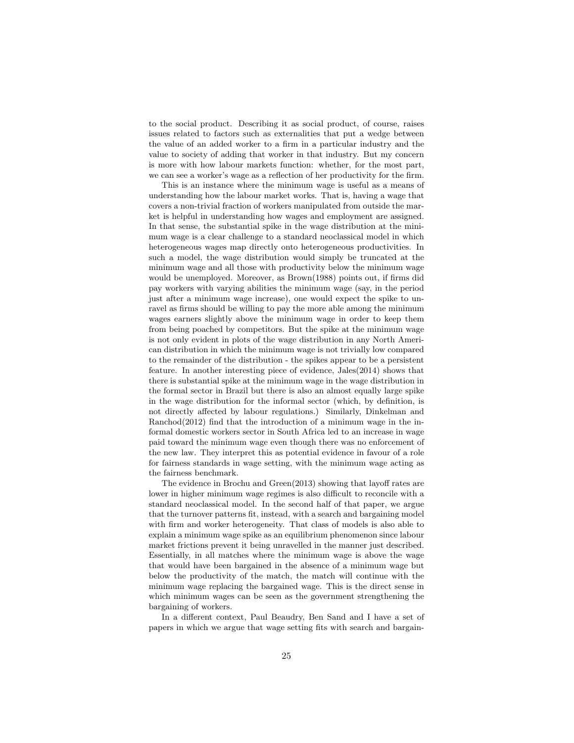to the social product. Describing it as social product, of course, raises issues related to factors such as externalities that put a wedge between the value of an added worker to a firm in a particular industry and the value to society of adding that worker in that industry. But my concern is more with how labour markets function: whether, for the most part, we can see a worker's wage as a reflection of her productivity for the firm.

This is an instance where the minimum wage is useful as a means of understanding how the labour market works. That is, having a wage that covers a non-trivial fraction of workers manipulated from outside the market is helpful in understanding how wages and employment are assigned. In that sense, the substantial spike in the wage distribution at the minimum wage is a clear challenge to a standard neoclassical model in which heterogeneous wages map directly onto heterogeneous productivities. In such a model, the wage distribution would simply be truncated at the minimum wage and all those with productivity below the minimum wage would be unemployed. Moreover, as Brown(1988) points out, if firms did pay workers with varying abilities the minimum wage (say, in the period just after a minimum wage increase), one would expect the spike to unravel as firms should be willing to pay the more able among the minimum wages earners slightly above the minimum wage in order to keep them from being poached by competitors. But the spike at the minimum wage is not only evident in plots of the wage distribution in any North American distribution in which the minimum wage is not trivially low compared to the remainder of the distribution - the spikes appear to be a persistent feature. In another interesting piece of evidence, Jales(2014) shows that there is substantial spike at the minimum wage in the wage distribution in the formal sector in Brazil but there is also an almost equally large spike in the wage distribution for the informal sector (which, by definition, is not directly affected by labour regulations.) Similarly, Dinkelman and Ranchod(2012) find that the introduction of a minimum wage in the informal domestic workers sector in South Africa led to an increase in wage paid toward the minimum wage even though there was no enforcement of the new law. They interpret this as potential evidence in favour of a role for fairness standards in wage setting, with the minimum wage acting as the fairness benchmark.

The evidence in Brochu and Green(2013) showing that layoff rates are lower in higher minimum wage regimes is also difficult to reconcile with a standard neoclassical model. In the second half of that paper, we argue that the turnover patterns fit, instead, with a search and bargaining model with firm and worker heterogeneity. That class of models is also able to explain a minimum wage spike as an equilibrium phenomenon since labour market frictions prevent it being unravelled in the manner just described. Essentially, in all matches where the minimum wage is above the wage that would have been bargained in the absence of a minimum wage but below the productivity of the match, the match will continue with the minimum wage replacing the bargained wage. This is the direct sense in which minimum wages can be seen as the government strengthening the bargaining of workers.

In a different context, Paul Beaudry, Ben Sand and I have a set of papers in which we argue that wage setting fits with search and bargain-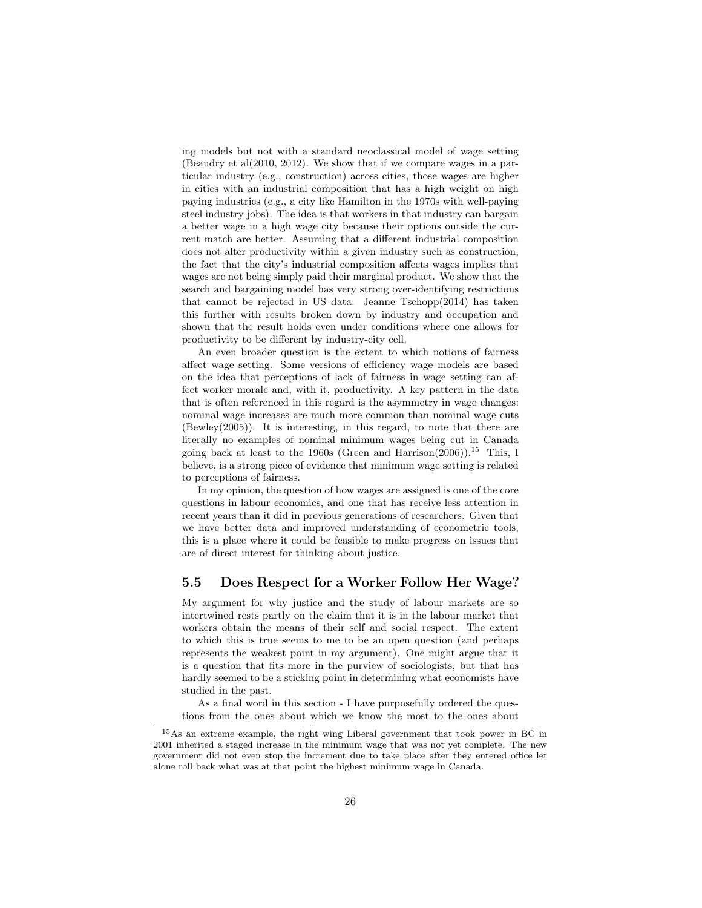ing models but not with a standard neoclassical model of wage setting (Beaudry et al(2010, 2012). We show that if we compare wages in a particular industry (e.g., construction) across cities, those wages are higher in cities with an industrial composition that has a high weight on high paying industries (e.g., a city like Hamilton in the 1970s with well-paying steel industry jobs). The idea is that workers in that industry can bargain a better wage in a high wage city because their options outside the current match are better. Assuming that a different industrial composition does not alter productivity within a given industry such as construction, the fact that the city's industrial composition affects wages implies that wages are not being simply paid their marginal product. We show that the search and bargaining model has very strong over-identifying restrictions that cannot be rejected in US data. Jeanne Tschopp(2014) has taken this further with results broken down by industry and occupation and shown that the result holds even under conditions where one allows for productivity to be different by industry-city cell.

An even broader question is the extent to which notions of fairness affect wage setting. Some versions of efficiency wage models are based on the idea that perceptions of lack of fairness in wage setting can affect worker morale and, with it, productivity. A key pattern in the data that is often referenced in this regard is the asymmetry in wage changes: nominal wage increases are much more common than nominal wage cuts (Bewley(2005)). It is interesting, in this regard, to note that there are literally no examples of nominal minimum wages being cut in Canada going back at least to the 1960s (Green and Harrison(2006)).[15] This, I believe, is a strong piece of evidence that minimum wage setting is related to perceptions of fairness.

In my opinion, the question of how wages are assigned is one of the core questions in labour economics, and one that has receive less attention in recent years than it did in previous generations of researchers. Given that we have better data and improved understanding of econometric tools, this is a place where it could be feasible to make progress on issues that are of direct interest for thinking about justice.

### 5.5 Does Respect for a Worker Follow Her Wage?

My argument for why justice and the study of labour markets are so intertwined rests partly on the claim that it is in the labour market that workers obtain the means of their self and social respect. The extent to which this is true seems to me to be an open question (and perhaps represents the weakest point in my argument). One might argue that it is a question that fits more in the purview of sociologists, but that has hardly seemed to be a sticking point in determining what economists have studied in the past.

As a final word in this section - I have purposefully ordered the questions from the ones about which we know the most to the ones about

[15] As an extreme example, the right wing Liberal government that took power in BC in 2001 inherited a staged increase in the minimum wage that was not yet complete. The new government did not even stop the increment due to take place after they entered office let alone roll back what was at that point the highest minimum wage in Canada.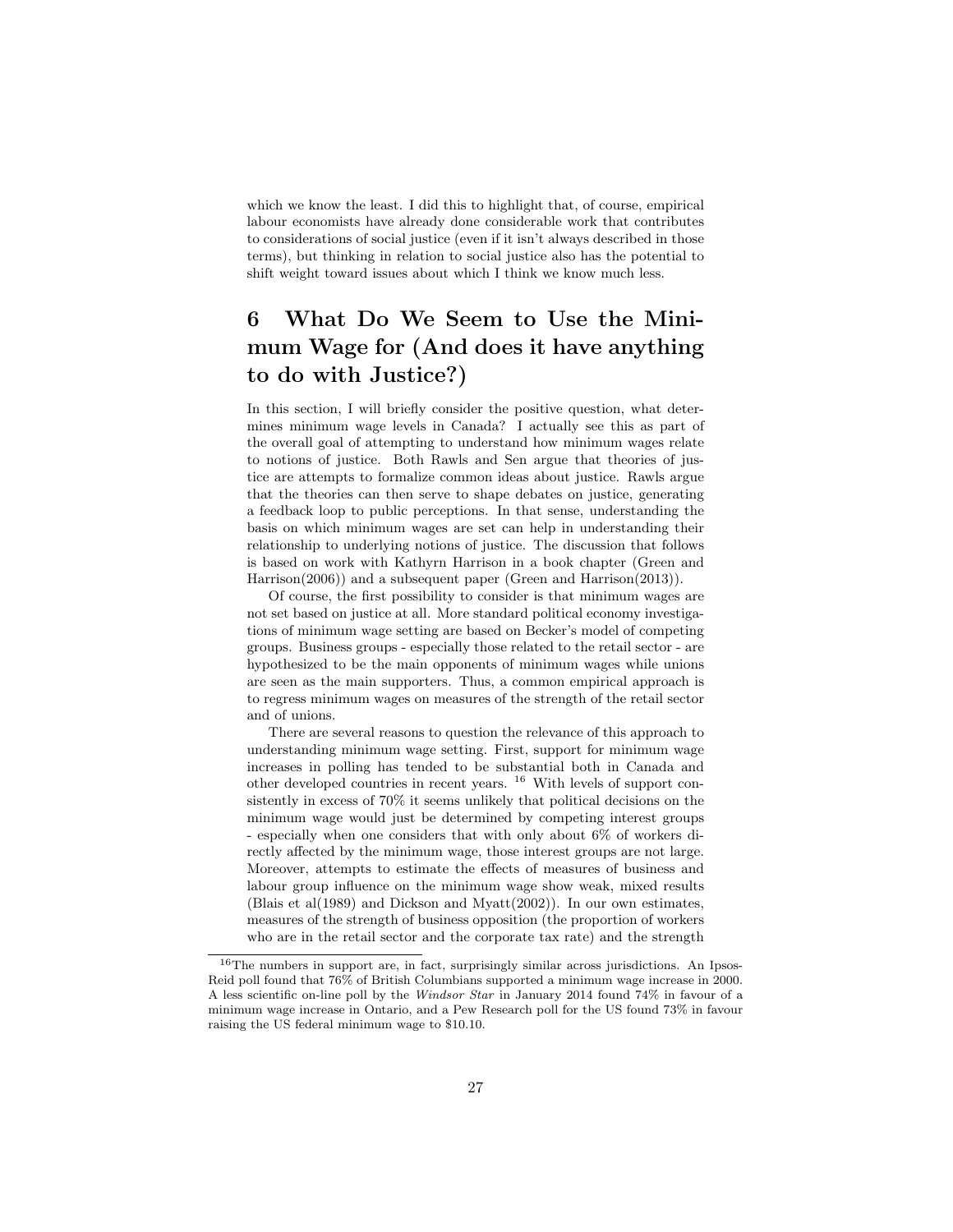which we know the least. I did this to highlight that, of course, empirical labour economists have already done considerable work that contributes to considerations of social justice (even if it isn't always described in those terms), but thinking in relation to social justice also has the potential to shift weight toward issues about which I think we know much less.

# 6 What Do We Seem to Use the Minimum Wage for (And does it have anything to do with Justice?)

In this section, I will briefly consider the positive question, what determines minimum wage levels in Canada? I actually see this as part of the overall goal of attempting to understand how minimum wages relate to notions of justice. Both Rawls and Sen argue that theories of justice are attempts to formalize common ideas about justice. Rawls argue that the theories can then serve to shape debates on justice, generating a feedback loop to public perceptions. In that sense, understanding the basis on which minimum wages are set can help in understanding their relationship to underlying notions of justice. The discussion that follows is based on work with Kathyrn Harrison in a book chapter (Green and Harrison(2006)) and a subsequent paper (Green and Harrison(2013)).

Of course, the first possibility to consider is that minimum wages are not set based on justice at all. More standard political economy investigations of minimum wage setting are based on Becker's model of competing groups. Business groups - especially those related to the retail sector - are hypothesized to be the main opponents of minimum wages while unions are seen as the main supporters. Thus, a common empirical approach is to regress minimum wages on measures of the strength of the retail sector and of unions.

There are several reasons to question the relevance of this approach to understanding minimum wage setting. First, support for minimum wage increases in polling has tended to be substantial both in Canada and other developed countries in recent years. [16] With levels of support consistently in excess of 70% it seems unlikely that political decisions on the minimum wage would just be determined by competing interest groups - especially when one considers that with only about 6% of workers directly affected by the minimum wage, those interest groups are not large. Moreover, attempts to estimate the effects of measures of business and labour group influence on the minimum wage show weak, mixed results (Blais et al(1989) and Dickson and Myatt(2002)). In our own estimates, measures of the strength of business opposition (the proportion of workers who are in the retail sector and the corporate tax rate) and the strength

[16] The numbers in support are, in fact, surprisingly similar across jurisdictions. An Ipsos-Reid poll found that 76% of British Columbians supported a minimum wage increase in 2000. A less scientific on-line poll by the *Windsor Star* in January 2014 found 74% in favour of a minimum wage increase in Ontario, and a Pew Research poll for the US found 73% in favour raising the US federal minimum wage to $10.10.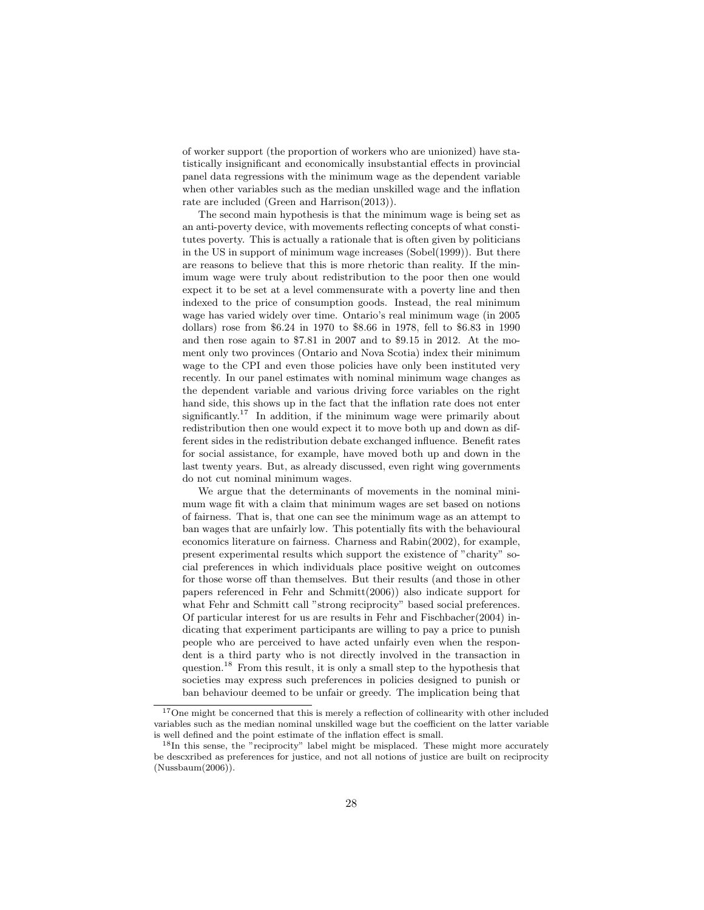of worker support (the proportion of workers who are unionized) have statistically insignificant and economically insubstantial effects in provincial panel data regressions with the minimum wage as the dependent variable when other variables such as the median unskilled wage and the inflation rate are included (Green and Harrison(2013)).

The second main hypothesis is that the minimum wage is being set as an anti-poverty device, with movements reflecting concepts of what constitutes poverty. This is actually a rationale that is often given by politicians in the US in support of minimum wage increases (Sobel(1999)). But there are reasons to believe that this is more rhetoric than reality. If the minimum wage were truly about redistribution to the poor then one would expect it to be set at a level commensurate with a poverty line and then indexed to the price of consumption goods. Instead, the real minimum wage has varied widely over time. Ontario's real minimum wage (in 2005 dollars) rose from \$6.24 in 1970 to \$8.66 in 1978, fell to \$6.83 in 1990 and then rose again to \$7.81 in 2007 and to \$9.15 in 2012. At the moment only two provinces (Ontario and Nova Scotia) index their minimum wage to the CPI and even those policies have only been instituted very recently. In our panel estimates with nominal minimum wage changes as the dependent variable and various driving force variables on the right hand side, this shows up in the fact that the inflation rate does not enter significantly.[17] In addition, if the minimum wage were primarily about redistribution then one would expect it to move both up and down as different sides in the redistribution debate exchanged influence. Benefit rates for social assistance, for example, have moved both up and down in the last twenty years. But, as already discussed, even right wing governments do not cut nominal minimum wages.

We argue that the determinants of movements in the nominal minimum wage fit with a claim that minimum wages are set based on notions of fairness. That is, that one can see the minimum wage as an attempt to ban wages that are unfairly low. This potentially fits with the behavioural economics literature on fairness. Charness and Rabin(2002), for example, present experimental results which support the existence of "charity" social preferences in which individuals place positive weight on outcomes for those worse off than themselves. But their results (and those in other papers referenced in Fehr and Schmitt(2006)) also indicate support for what Fehr and Schmitt call "strong reciprocity" based social preferences. Of particular interest for us are results in Fehr and Fischbacher(2004) indicating that experiment participants are willing to pay a price to punish people who are perceived to have acted unfairly even when the respondent is a third party who is not directly involved in the transaction in question.[18] From this result, it is only a small step to the hypothesis that societies may express such preferences in policies designed to punish or ban behaviour deemed to be unfair or greedy. The implication being that

---

[17] One might be concerned that this is merely a reflection of collinearity with other included variables such as the median nominal unskilled wage but the coefficient on the latter variable is well defined and the point estimate of the inflation effect is small.

[18] In this sense, the "reciprocity" label might be misplaced. These might more accurately be descxribed as preferences for justice, and not all notions of justice are built on reciprocity (Nussbaum(2006)).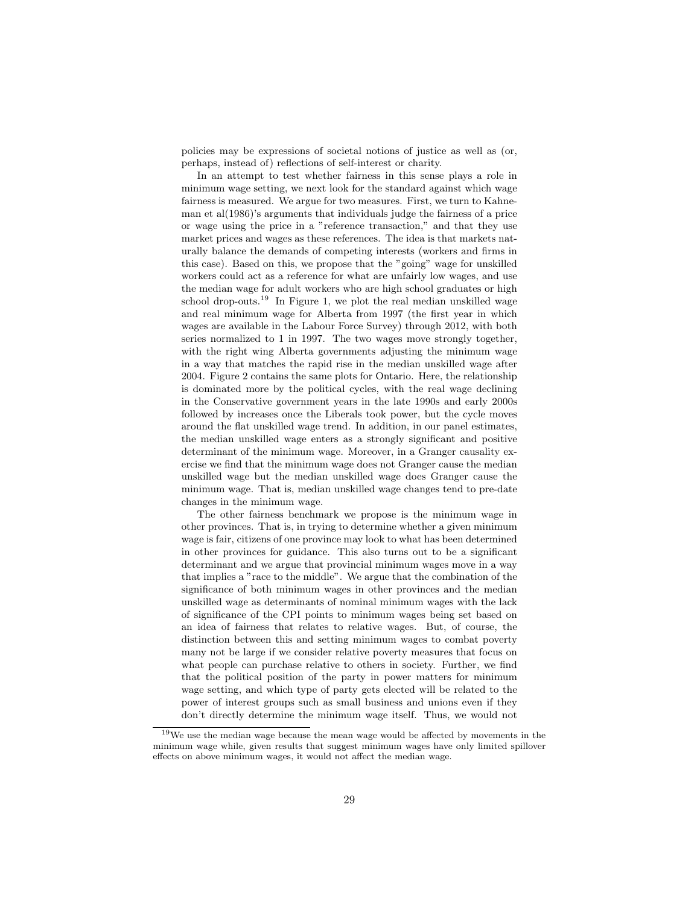policies may be expressions of societal notions of justice as well as (or, perhaps, instead of) reflections of self-interest or charity.

In an attempt to test whether fairness in this sense plays a role in minimum wage setting, we next look for the standard against which wage fairness is measured. We argue for two measures. First, we turn to Kahneman et al(1986)'s arguments that individuals judge the fairness of a price or wage using the price in a "reference transaction," and that they use market prices and wages as these references. The idea is that markets naturally balance the demands of competing interests (workers and firms in this case). Based on this, we propose that the "going" wage for unskilled workers could act as a reference for what are unfairly low wages, and use the median wage for adult workers who are high school graduates or high school drop-outs.[19] In Figure 1, we plot the real median unskilled wage and real minimum wage for Alberta from 1997 (the first year in which wages are available in the Labour Force Survey) through 2012, with both series normalized to 1 in 1997. The two wages move strongly together, with the right wing Alberta governments adjusting the minimum wage in a way that matches the rapid rise in the median unskilled wage after 2004. Figure 2 contains the same plots for Ontario. Here, the relationship is dominated more by the political cycles, with the real wage declining in the Conservative government years in the late 1990s and early 2000s followed by increases once the Liberals took power, but the cycle moves around the flat unskilled wage trend. In addition, in our panel estimates, the median unskilled wage enters as a strongly significant and positive determinant of the minimum wage. Moreover, in a Granger causality exercise we find that the minimum wage does not Granger cause the median unskilled wage but the median unskilled wage does Granger cause the minimum wage. That is, median unskilled wage changes tend to pre-date changes in the minimum wage.

The other fairness benchmark we propose is the minimum wage in other provinces. That is, in trying to determine whether a given minimum wage is fair, citizens of one province may look to what has been determined in other provinces for guidance. This also turns out to be a significant determinant and we argue that provincial minimum wages move in a way that implies a "race to the middle". We argue that the combination of the significance of both minimum wages in other provinces and the median unskilled wage as determinants of nominal minimum wages with the lack of significance of the CPI points to minimum wages being set based on an idea of fairness that relates to relative wages. But, of course, the distinction between this and setting minimum wages to combat poverty many not be large if we consider relative poverty measures that focus on what people can purchase relative to others in society. Further, we find that the political position of the party in power matters for minimum wage setting, and which type of party gets elected will be related to the power of interest groups such as small business and unions even if they don't directly determine the minimum wage itself. Thus, we would not

[19] We use the median wage because the mean wage would be affected by movements in the minimum wage while, given results that suggest minimum wages have only limited spillover effects on above minimum wages, it would not affect the median wage.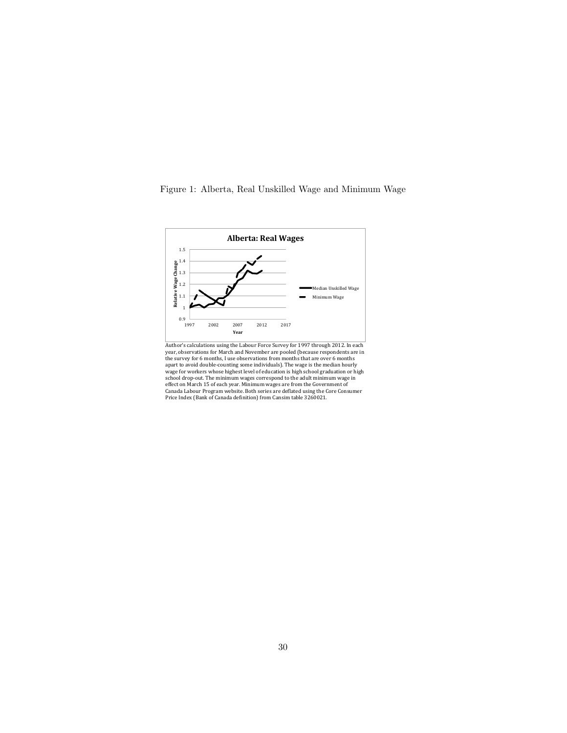Figure 1: Alberta, Real Unskilled Wage and Minimum Wage

Author's calculations using the Labour Force Survey for 1997 through 2012. In each year, observations for March and November are pooled (because respondents are in the survey for 6 months, I use observations from months that are over 6 months apart to avoid double-counting some individuals). The wage is the median hourly wage for workers whose highest level of education is high school graduation or high school drop-out. The minimum wages correspond to the adult minimum wage in effect on March 15 of each year. Minimum wages are from the Government of Canada Labour Program website. Both series are deflated using the Core Consumer Price Index (Bank of Canada definition) from Cansim table 3260021.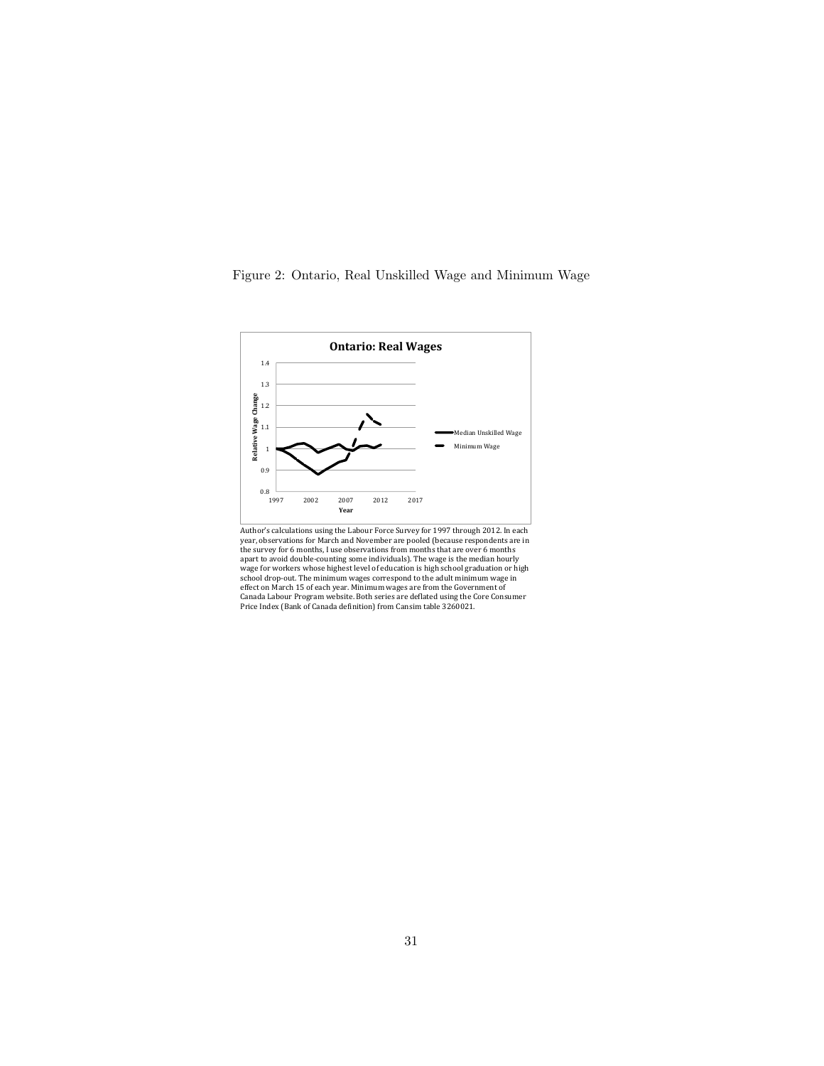Figure 2: Ontario, Real Unskilled Wage and Minimum Wage

Author's calculations using the Labour Force Survey for 1997 through 2012. In each year, observations for March and November are pooled (because respondents are in the survey for 6 months, I use observations from months that are over 6 months apart to avoid double-counting some individuals). The wage is the median hourly wage for workers whose highest level of education is high school graduation or high school drop-out. The minimum wages correspond to the adult minimum wage in effect on March 15 of each year. Minimum wages are from the Government of Canada Labour Program website. Both series are deflated using the Core Consumer Price Index (Bank of Canada definition) from Cansim table 3260021.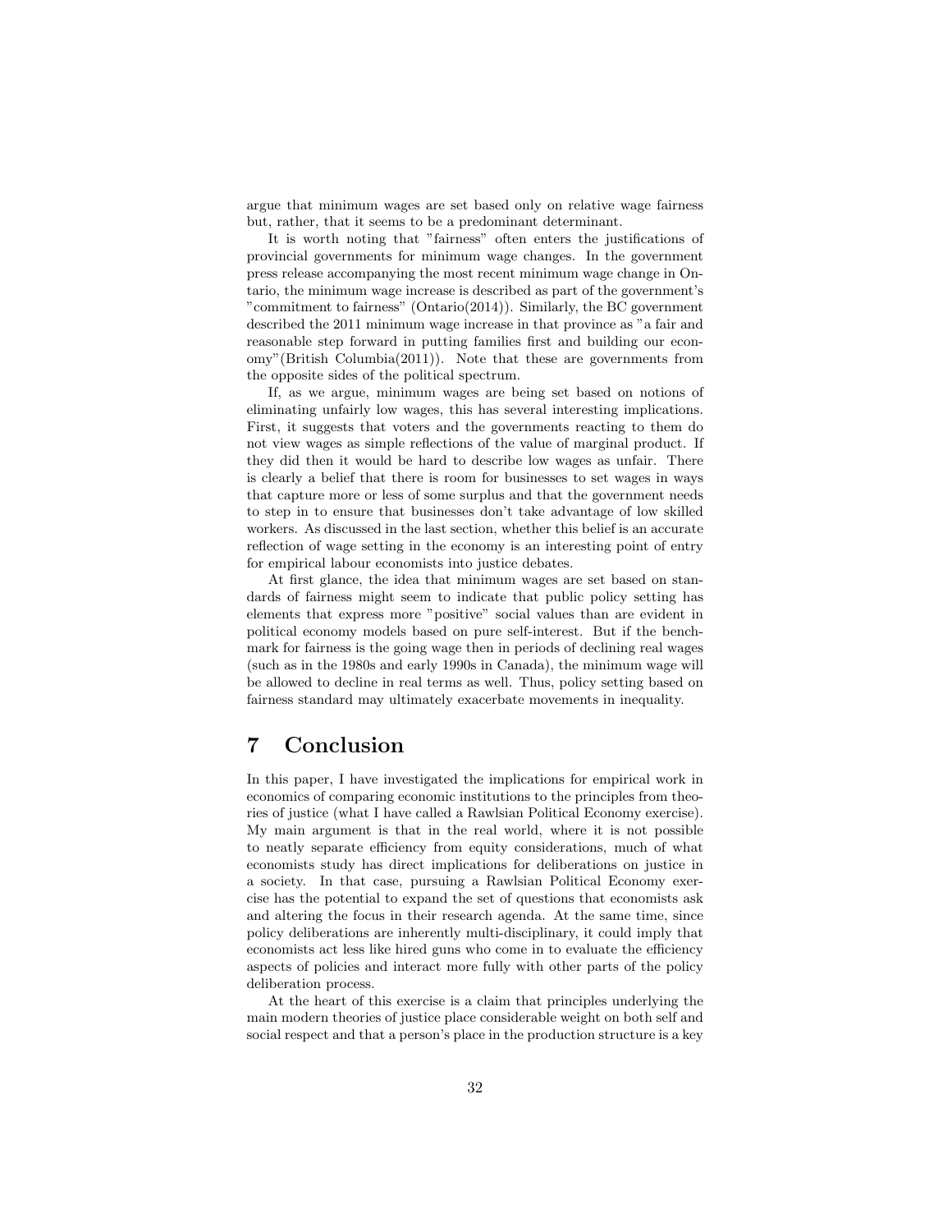argue that minimum wages are set based only on relative wage fairness but, rather, that it seems to be a predominant determinant.

It is worth noting that "fairness" often enters the justifications of provincial governments for minimum wage changes. In the government press release accompanying the most recent minimum wage change in Ontario, the minimum wage increase is described as part of the government's "commitment to fairness" (Ontario(2014)). Similarly, the BC government described the 2011 minimum wage increase in that province as "a fair and reasonable step forward in putting families first and building our economy"(British Columbia(2011)). Note that these are governments from the opposite sides of the political spectrum.

If, as we argue, minimum wages are being set based on notions of eliminating unfairly low wages, this has several interesting implications. First, it suggests that voters and the governments reacting to them do not view wages as simple reflections of the value of marginal product. If they did then it would be hard to describe low wages as unfair. There is clearly a belief that there is room for businesses to set wages in ways that capture more or less of some surplus and that the government needs to step in to ensure that businesses don't take advantage of low skilled workers. As discussed in the last section, whether this belief is an accurate reflection of wage setting in the economy is an interesting point of entry for empirical labour economists into justice debates.

At first glance, the idea that minimum wages are set based on standards of fairness might seem to indicate that public policy setting has elements that express more "positive" social values than are evident in political economy models based on pure self-interest. But if the benchmark for fairness is the going wage then in periods of declining real wages (such as in the 1980s and early 1990s in Canada), the minimum wage will be allowed to decline in real terms as well. Thus, policy setting based on fairness standard may ultimately exacerbate movements in inequality.

# 7 Conclusion

In this paper, I have investigated the implications for empirical work in economics of comparing economic institutions to the principles from theories of justice (what I have called a Rawlsian Political Economy exercise). My main argument is that in the real world, where it is not possible to neatly separate efficiency from equity considerations, much of what economists study has direct implications for deliberations on justice in a society. In that case, pursuing a Rawlsian Political Economy exercise has the potential to expand the set of questions that economists ask and altering the focus in their research agenda. At the same time, since policy deliberations are inherently multi-disciplinary, it could imply that economists act less like hired guns who come in to evaluate the efficiency aspects of policies and interact more fully with other parts of the policy deliberation process.

At the heart of this exercise is a claim that principles underlying the main modern theories of justice place considerable weight on both self and social respect and that a person's place in the production structure is a key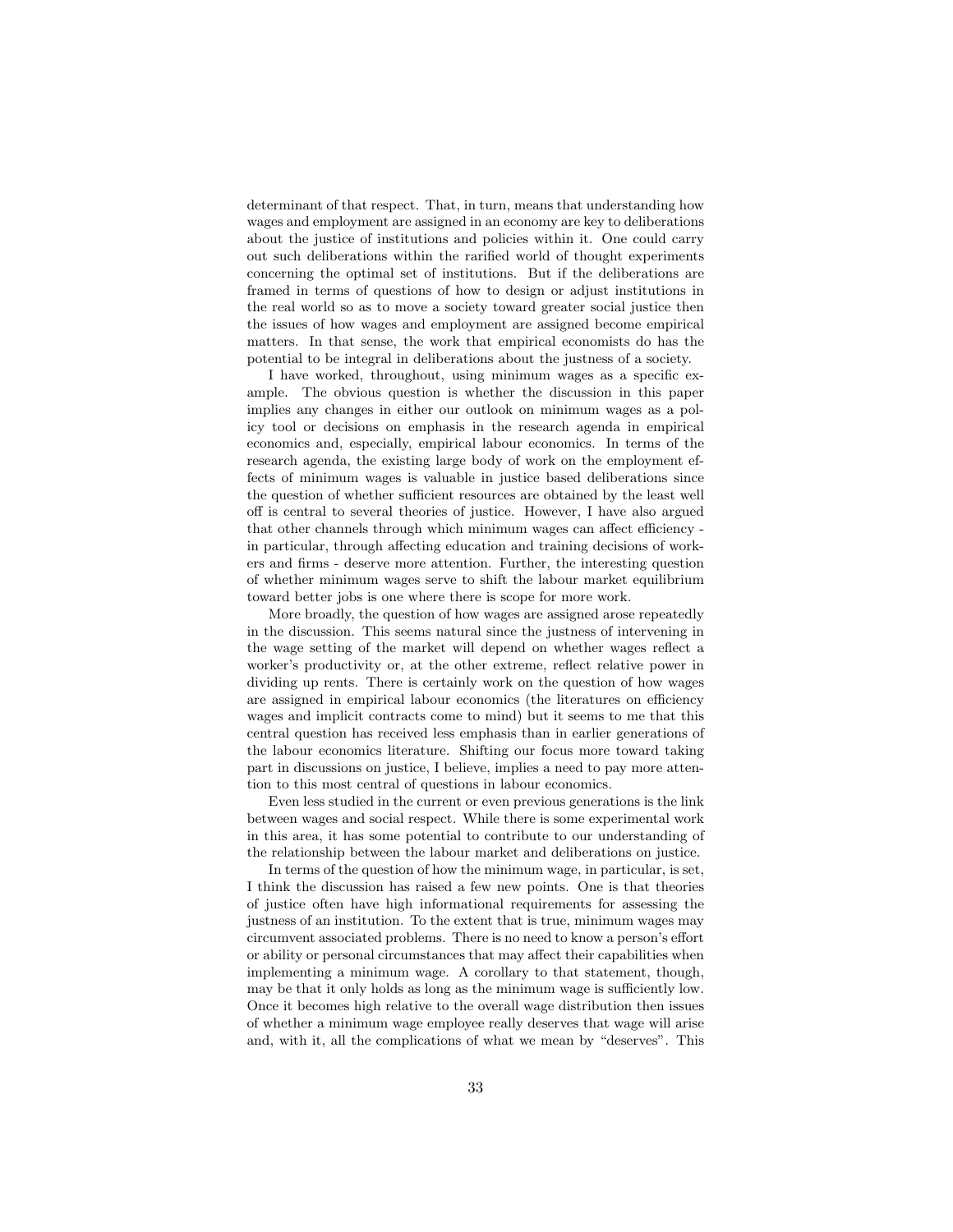determinant of that respect. That, in turn, means that understanding how wages and employment are assigned in an economy are key to deliberations about the justice of institutions and policies within it. One could carry out such deliberations within the rarified world of thought experiments concerning the optimal set of institutions. But if the deliberations are framed in terms of questions of how to design or adjust institutions in the real world so as to move a society toward greater social justice then the issues of how wages and employment are assigned become empirical matters. In that sense, the work that empirical economists do has the potential to be integral in deliberations about the justness of a society.

I have worked, throughout, using minimum wages as a specific example. The obvious question is whether the discussion in this paper implies any changes in either our outlook on minimum wages as a policy tool or decisions on emphasis in the research agenda in empirical economics and, especially, empirical labour economics. In terms of the research agenda, the existing large body of work on the employment effects of minimum wages is valuable in justice based deliberations since the question of whether sufficient resources are obtained by the least well off is central to several theories of justice. However, I have also argued that other channels through which minimum wages can affect efficiency - in particular, through affecting education and training decisions of workers and firms - deserve more attention. Further, the interesting question of whether minimum wages serve to shift the labour market equilibrium toward better jobs is one where there is scope for more work.

More broadly, the question of how wages are assigned arose repeatedly in the discussion. This seems natural since the justness of intervening in the wage setting of the market will depend on whether wages reflect a worker's productivity or, at the other extreme, reflect relative power in dividing up rents. There is certainly work on the question of how wages are assigned in empirical labour economics (the literatures on efficiency wages and implicit contracts come to mind) but it seems to me that this central question has received less emphasis than in earlier generations of the labour economics literature. Shifting our focus more toward taking part in discussions on justice, I believe, implies a need to pay more attention to this most central of questions in labour economics.

Even less studied in the current or even previous generations is the link between wages and social respect. While there is some experimental work in this area, it has some potential to contribute to our understanding of the relationship between the labour market and deliberations on justice.

In terms of the question of how the minimum wage, in particular, is set, I think the discussion has raised a few new points. One is that theories of justice often have high informational requirements for assessing the justness of an institution. To the extent that is true, minimum wages may circumvent associated problems. There is no need to know a person's effort or ability or personal circumstances that may affect their capabilities when implementing a minimum wage. A corollary to that statement, though, may be that it only holds as long as the minimum wage is sufficiently low. Once it becomes high relative to the overall wage distribution then issues of whether a minimum wage employee really deserves that wage will arise and, with it, all the complications of what we mean by "deserves". This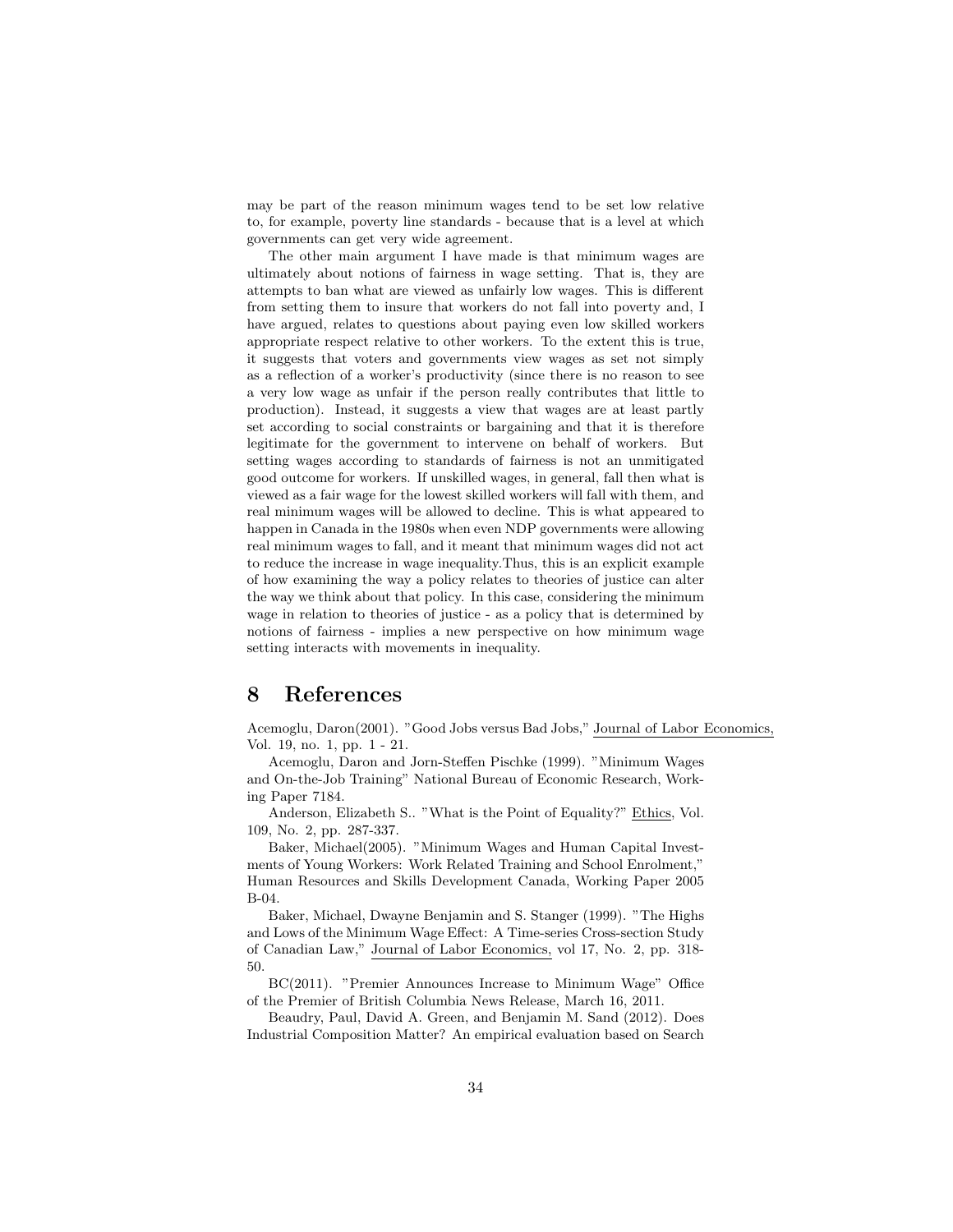may be part of the reason minimum wages tend to be set low relative to, for example, poverty line standards - because that is a level at which governments can get very wide agreement.

The other main argument I have made is that minimum wages are ultimately about notions of fairness in wage setting. That is, they are attempts to ban what are viewed as unfairly low wages. This is different from setting them to insure that workers do not fall into poverty and, I have argued, relates to questions about paying even low skilled workers appropriate respect relative to other workers. To the extent this is true, it suggests that voters and governments view wages as set not simply as a reflection of a worker's productivity (since there is no reason to see a very low wage as unfair if the person really contributes that little to production). Instead, it suggests a view that wages are at least partly set according to social constraints or bargaining and that it is therefore legitimate for the government to intervene on behalf of workers. But setting wages according to standards of fairness is not an unmitigated good outcome for workers. If unskilled wages, in general, fall then what is viewed as a fair wage for the lowest skilled workers will fall with them, and real minimum wages will be allowed to decline. This is what appeared to happen in Canada in the 1980s when even NDP governments were allowing real minimum wages to fall, and it meant that minimum wages did not act to reduce the increase in wage inequality.Thus, this is an explicit example of how examining the way a policy relates to theories of justice can alter the way we think about that policy. In this case, considering the minimum wage in relation to theories of justice - as a policy that is determined by notions of fairness - implies a new perspective on how minimum wage setting interacts with movements in inequality.

# 8 References

Acemoglu, Daron(2001). "Good Jobs versus Bad Jobs," Journal of Labor Economics, Vol. 19, no. 1, pp. 1 - 21.

Acemoglu, Daron and Jorn-Steffen Pischke (1999). "Minimum Wages and On-the-Job Training" National Bureau of Economic Research, Working Paper 7184.

Anderson, Elizabeth S.. "What is the Point of Equality?" Ethics, Vol. 109, No. 2, pp. 287-337.

Baker, Michael(2005). "Minimum Wages and Human Capital Investments of Young Workers: Work Related Training and School Enrolment," Human Resources and Skills Development Canada, Working Paper 2005 B-04.

Baker, Michael, Dwayne Benjamin and S. Stanger (1999). "The Highs and Lows of the Minimum Wage Effect: A Time-series Cross-section Study of Canadian Law," Journal of Labor Economics, vol 17, No. 2, pp. 318-50.

BC(2011). "Premier Announces Increase to Minimum Wage" Office of the Premier of British Columbia News Release, March 16, 2011.

Beaudry, Paul, David A. Green, and Benjamin M. Sand (2012). Does Industrial Composition Matter? An empirical evaluation based on Search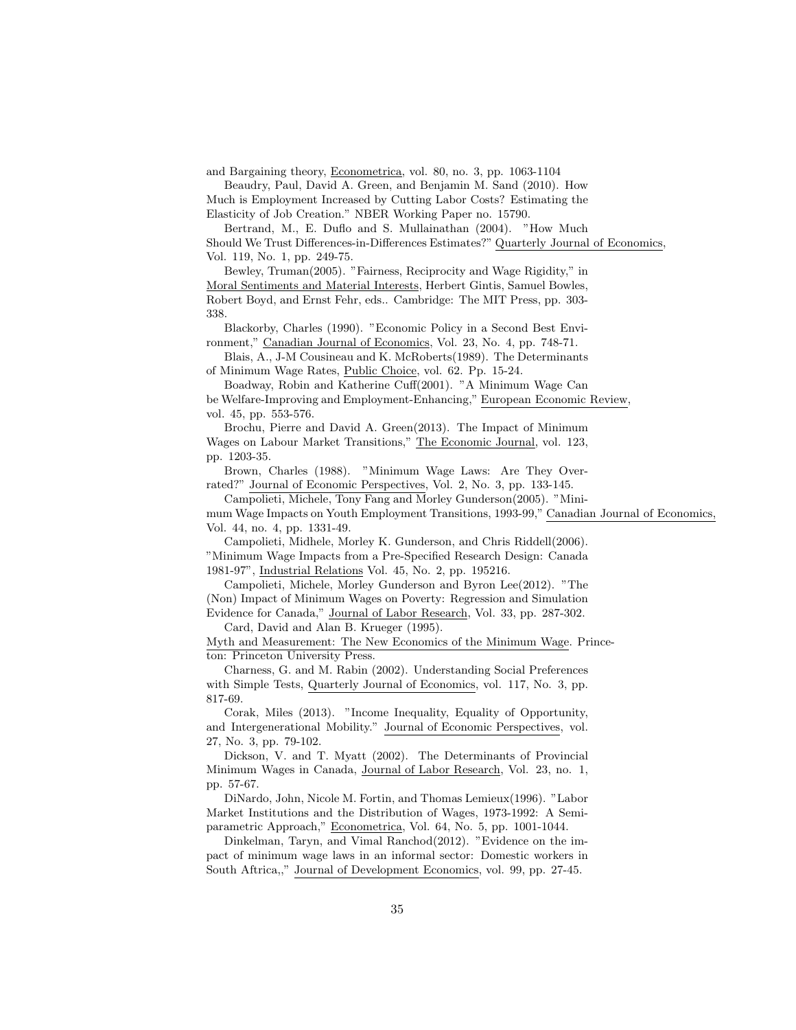and Bargaining theory, Econometrica, vol. 80, no. 3, pp. 1063-1104

Beaudry, Paul, David A. Green, and Benjamin M. Sand (2010). How Much is Employment Increased by Cutting Labor Costs? Estimating the Elasticity of Job Creation." NBER Working Paper no. 15790.

Bertrand, M., E. Duflo and S. Mullainathan (2004). "How Much Should We Trust Differences-in-Differences Estimates?" Quarterly Journal of Economics, Vol. 119, No. 1, pp. 249-75.

Bewley, Truman(2005). "Fairness, Reciprocity and Wage Rigidity," in Moral Sentiments and Material Interests, Herbert Gintis, Samuel Bowles, Robert Boyd, and Ernst Fehr, eds.. Cambridge: The MIT Press, pp. 303-338.

Blackorby, Charles (1990). "Economic Policy in a Second Best Environment," Canadian Journal of Economics, Vol. 23, No. 4, pp. 748-71.

Blais, A., J-M Cousineau and K. McRoberts(1989). The Determinants of Minimum Wage Rates, Public Choice, vol. 62. Pp. 15-24.

Boadway, Robin and Katherine Cuff(2001). "A Minimum Wage Can be Welfare-Improving and Employment-Enhancing," European Economic Review, vol. 45, pp. 553-576.

Brochu, Pierre and David A. Green(2013). The Impact of Minimum Wages on Labour Market Transitions," The Economic Journal, vol. 123, pp. 1203-35.

Brown, Charles (1988). "Minimum Wage Laws: Are They Overrated?" Journal of Economic Perspectives, Vol. 2, No. 3, pp. 133-145.

Campolieti, Michele, Tony Fang and Morley Gunderson(2005). "Minimum Wage Impacts on Youth Employment Transitions, 1993-99," Canadian Journal of Economics, Vol. 44, no. 4, pp. 1331-49.

Campolieti, Midhele, Morley K. Gunderson, and Chris Riddell(2006). "Minimum Wage Impacts from a Pre-Specified Research Design: Canada 1981-97", Industrial Relations Vol. 45, No. 2, pp. 195216.

Campolieti, Michele, Morley Gunderson and Byron Lee(2012). "The (Non) Impact of Minimum Wages on Poverty: Regression and Simulation Evidence for Canada," Journal of Labor Research, Vol. 33, pp. 287-302.

Card, David and Alan B. Krueger (1995). Myth and Measurement: The New Economics of the Minimum Wage. Princeton: Princeton University Press.

Charness, G. and M. Rabin (2002). Understanding Social Preferences with Simple Tests, Quarterly Journal of Economics, vol. 117, No. 3, pp. 817-69.

Corak, Miles (2013). "Income Inequality, Equality of Opportunity, and Intergenerational Mobility." Journal of Economic Perspectives, vol. 27, No. 3, pp. 79-102.

Dickson, V. and T. Myatt (2002). The Determinants of Provincial Minimum Wages in Canada, Journal of Labor Research, Vol. 23, no. 1, pp. 57-67.

DiNardo, John, Nicole M. Fortin, and Thomas Lemieux(1996). "Labor Market Institutions and the Distribution of Wages, 1973-1992: A Semiparametric Approach," Econometrica, Vol. 64, No. 5, pp. 1001-1044.

Dinkelman, Taryn, and Vimal Ranchod(2012). "Evidence on the impact of minimum wage laws in an informal sector: Domestic workers in South Aftrica,," Journal of Development Economics, vol. 99, pp. 27-45.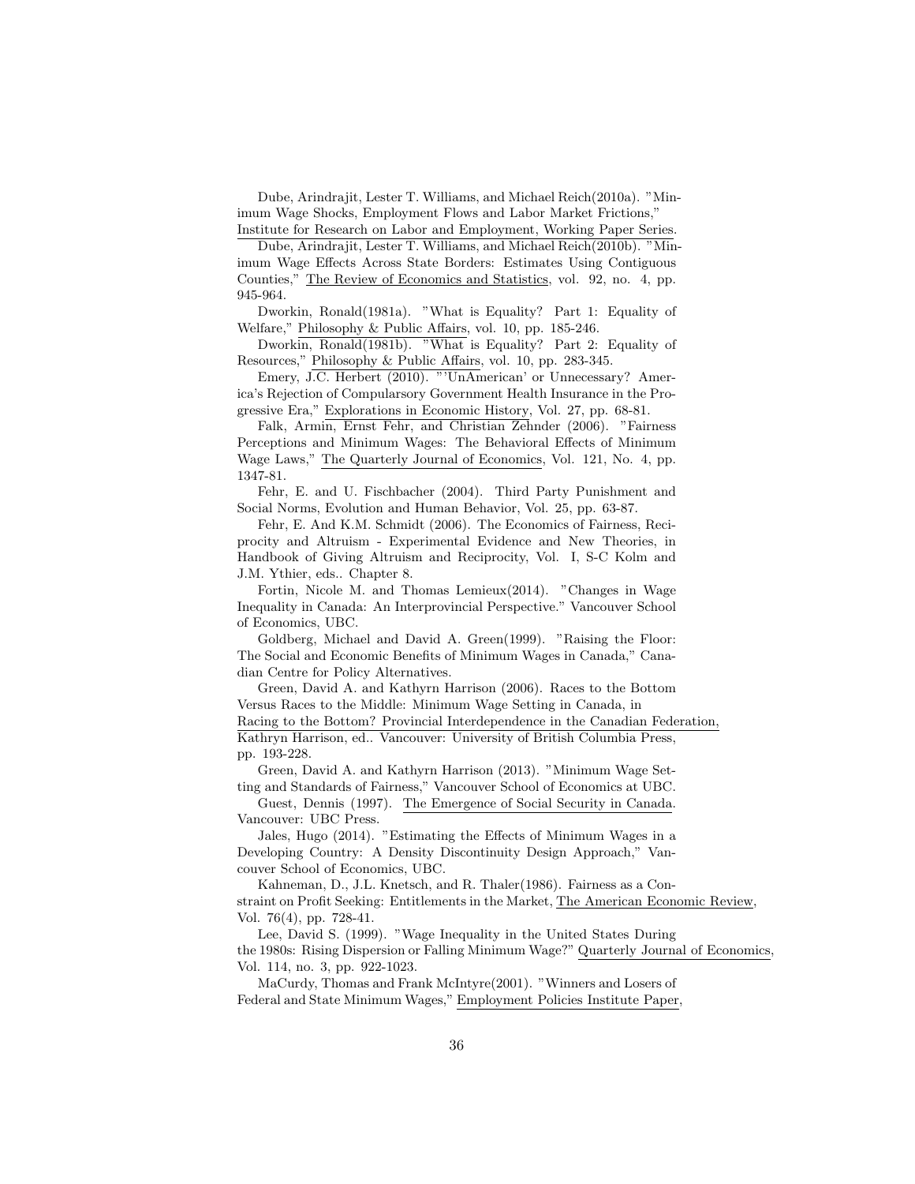Dube, Arindrajit, Lester T. Williams, and Michael Reich(2010a). "Minimum Wage Shocks, Employment Flows and Labor Market Frictions," Institute for Research on Labor and Employment, Working Paper Series.

Dube, Arindrajit, Lester T. Williams, and Michael Reich(2010b). "Minimum Wage Effects Across State Borders: Estimates Using Contiguous Counties," The Review of Economics and Statistics, vol. 92, no. 4, pp. 945-964.

Dworkin, Ronald(1981a). "What is Equality? Part 1: Equality of Welfare," Philosophy & Public Affairs, vol. 10, pp. 185-246.

Dworkin, Ronald(1981b). "What is Equality? Part 2: Equality of Resources," Philosophy & Public Affairs, vol. 10, pp. 283-345.

Emery, J.C. Herbert (2010). "'UnAmerican' or Unnecessary? America's Rejection of Compularsory Government Health Insurance in the Progressive Era," Explorations in Economic History, Vol. 27, pp. 68-81.

Falk, Armin, Ernst Fehr, and Christian Zehnder (2006). "Fairness Perceptions and Minimum Wages: The Behavioral Effects of Minimum Wage Laws," The Quarterly Journal of Economics, Vol. 121, No. 4, pp. 1347-81.

Fehr, E. and U. Fischbacher (2004). Third Party Punishment and Social Norms, Evolution and Human Behavior, Vol. 25, pp. 63-87.

Fehr, E. And K.M. Schmidt (2006). The Economics of Fairness, Reciprocity and Altruism - Experimental Evidence and New Theories, in Handbook of Giving Altruism and Reciprocity, Vol. I, S-C Kolm and J.M. Ythier, eds.. Chapter 8.

Fortin, Nicole M. and Thomas Lemieux(2014). "Changes in Wage Inequality in Canada: An Interprovincial Perspective." Vancouver School of Economics, UBC.

Goldberg, Michael and David A. Green(1999). "Raising the Floor: The Social and Economic Benefits of Minimum Wages in Canada," Canadian Centre for Policy Alternatives.

Green, David A. and Kathyrn Harrison (2006). Races to the Bottom Versus Races to the Middle: Minimum Wage Setting in Canada, in Racing to the Bottom? Provincial Interdependence in the Canadian Federation, Kathryn Harrison, ed.. Vancouver: University of British Columbia Press, pp. 193-228.

Green, David A. and Kathyrn Harrison (2013). "Minimum Wage Setting and Standards of Fairness," Vancouver School of Economics at UBC.

Guest, Dennis (1997). The Emergence of Social Security in Canada. Vancouver: UBC Press.

Jales, Hugo (2014). "Estimating the Effects of Minimum Wages in a Developing Country: A Density Discontinuity Design Approach," Vancouver School of Economics, UBC.

Kahneman, D., J.L. Knetsch, and R. Thaler(1986). Fairness as a Constraint on Profit Seeking: Entitlements in the Market, The American Economic Review, Vol. 76(4), pp. 728-41.

Lee, David S. (1999). "Wage Inequality in the United States During the 1980s: Rising Dispersion or Falling Minimum Wage?" Quarterly Journal of Economics, Vol. 114, no. 3, pp. 922-1023.

MaCurdy, Thomas and Frank McIntyre(2001). "Winners and Losers of Federal and State Minimum Wages," Employment Policies Institute Paper,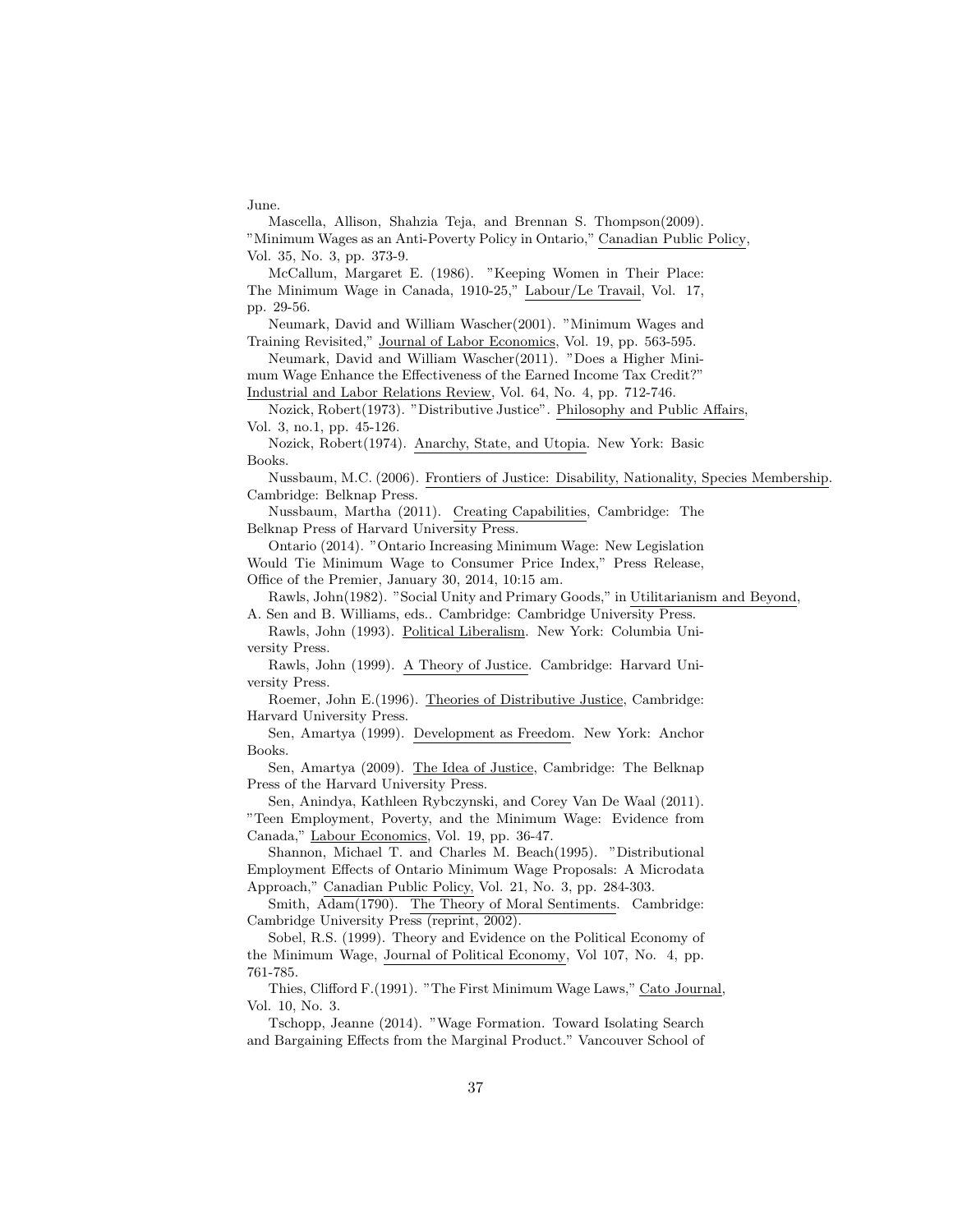June.

Mascella, Allison, Shahzia Teja, and Brennan S. Thompson(2009). "Minimum Wages as an Anti-Poverty Policy in Ontario," Canadian Public Policy, Vol. 35, No. 3, pp. 373-9.

McCallum, Margaret E. (1986). "Keeping Women in Their Place: The Minimum Wage in Canada, 1910-25," Labour/Le Travail, Vol. 17, pp. 29-56.

Neumark, David and William Wascher(2001). "Minimum Wages and Training Revisited," Journal of Labor Economics, Vol. 19, pp. 563-595.

Neumark, David and William Wascher(2011). "Does a Higher Minimum Wage Enhance the Effectiveness of the Earned Income Tax Credit?" Industrial and Labor Relations Review, Vol. 64, No. 4, pp. 712-746.

Nozick, Robert(1973). "Distributive Justice". Philosophy and Public Affairs, Vol. 3, no.1, pp. 45-126.

Nozick, Robert(1974). Anarchy, State, and Utopia. New York: Basic Books.

Nussbaum, M.C. (2006). Frontiers of Justice: Disability, Nationality, Species Membership. Cambridge: Belknap Press.

Nussbaum, Martha (2011). Creating Capabilities, Cambridge: The Belknap Press of Harvard University Press.

Ontario (2014). "Ontario Increasing Minimum Wage: New Legislation Would Tie Minimum Wage to Consumer Price Index," Press Release, Office of the Premier, January 30, 2014, 10:15 am.

Rawls, John(1982). "Social Unity and Primary Goods," in Utilitarianism and Beyond, A. Sen and B. Williams, eds.. Cambridge: Cambridge University Press.

Rawls, John (1993). Political Liberalism. New York: Columbia University Press.

Rawls, John (1999). A Theory of Justice. Cambridge: Harvard University Press.

Roemer, John E.(1996). Theories of Distributive Justice, Cambridge: Harvard University Press.

Sen, Amartya (1999). Development as Freedom. New York: Anchor Books.

Sen, Amartya (2009). The Idea of Justice, Cambridge: The Belknap Press of the Harvard University Press.

Sen, Anindya, Kathleen Rybczynski, and Corey Van De Waal (2011). "Teen Employment, Poverty, and the Minimum Wage: Evidence from Canada," Labour Economics, Vol. 19, pp. 36-47.

Shannon, Michael T. and Charles M. Beach(1995). "Distributional Employment Effects of Ontario Minimum Wage Proposals: A Microdata Approach," Canadian Public Policy, Vol. 21, No. 3, pp. 284-303.

Smith, Adam(1790). The Theory of Moral Sentiments. Cambridge: Cambridge University Press (reprint, 2002).

Sobel, R.S. (1999). Theory and Evidence on the Political Economy of the Minimum Wage, Journal of Political Economy, Vol 107, No. 4, pp. 761-785.

Thies, Clifford F.(1991). "The First Minimum Wage Laws," Cato Journal, Vol. 10, No. 3.

Tschopp, Jeanne (2014). "Wage Formation. Toward Isolating Search and Bargaining Effects from the Marginal Product." Vancouver School of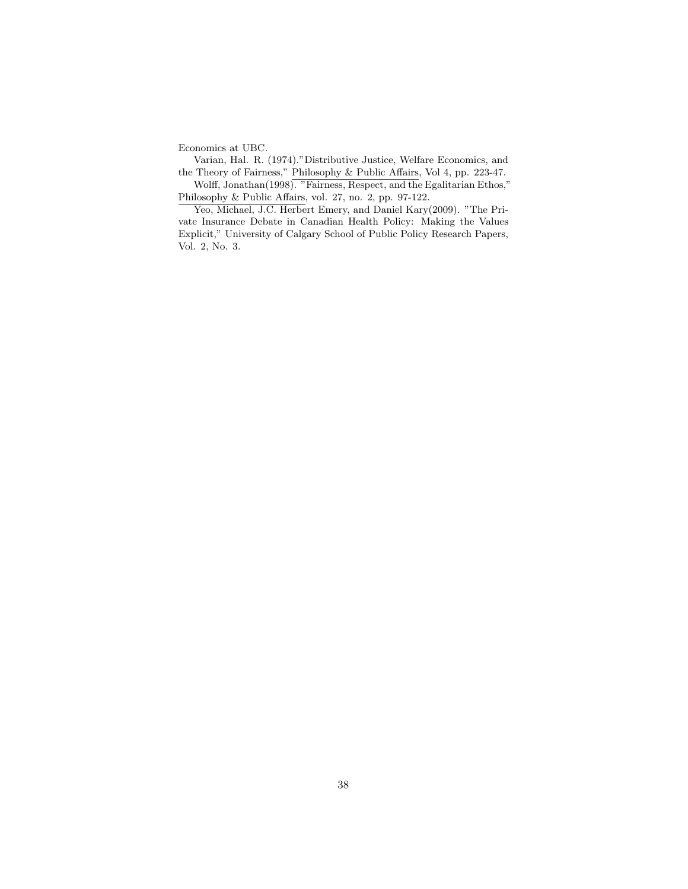Economics at UBC.

Varian, Hal. R. (1974)."Distributive Justice, Welfare Economics, and the Theory of Fairness," Philosophy & Public Affairs, Vol 4, pp. 223-47.

Wolff, Jonathan(1998). "Fairness, Respect, and the Egalitarian Ethos," Philosophy & Public Affairs, vol. 27, no. 2, pp. 97-122.

Yeo, Michael, J.C. Herbert Emery, and Daniel Kary(2009). "The Private Insurance Debate in Canadian Health Policy: Making the Values Explicit," University of Calgary School of Public Policy Research Papers, Vol. 2, No. 3.